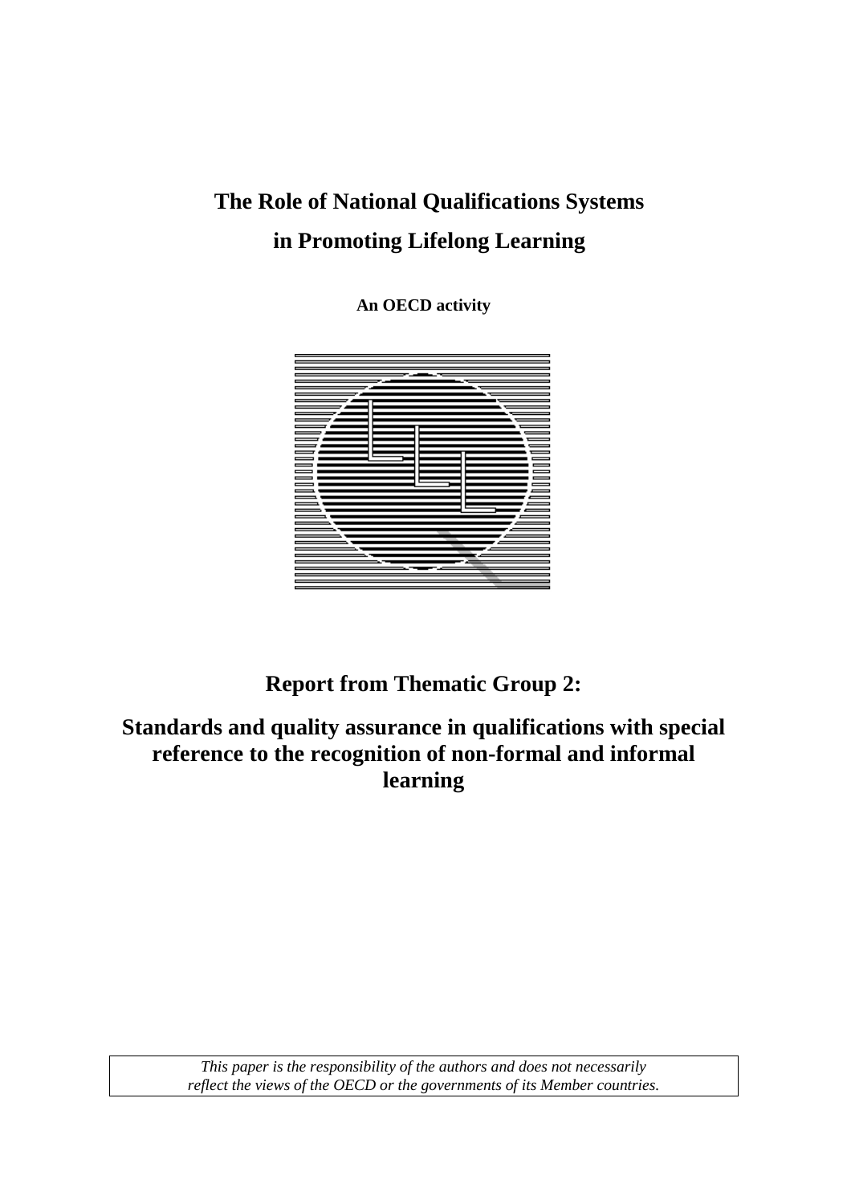# The Role of National Qualifications Systems in Promoting Lifelong Learning

**An OECD activity**

## Report from Thematic Group 2:

## Standards and quality assurance in qualifications with special reference to the recognition of non-formal and informal learning

*This paper is the responsibility of the authors and does not necessarily reflect the views of the OECD or the governments of its Member countries.*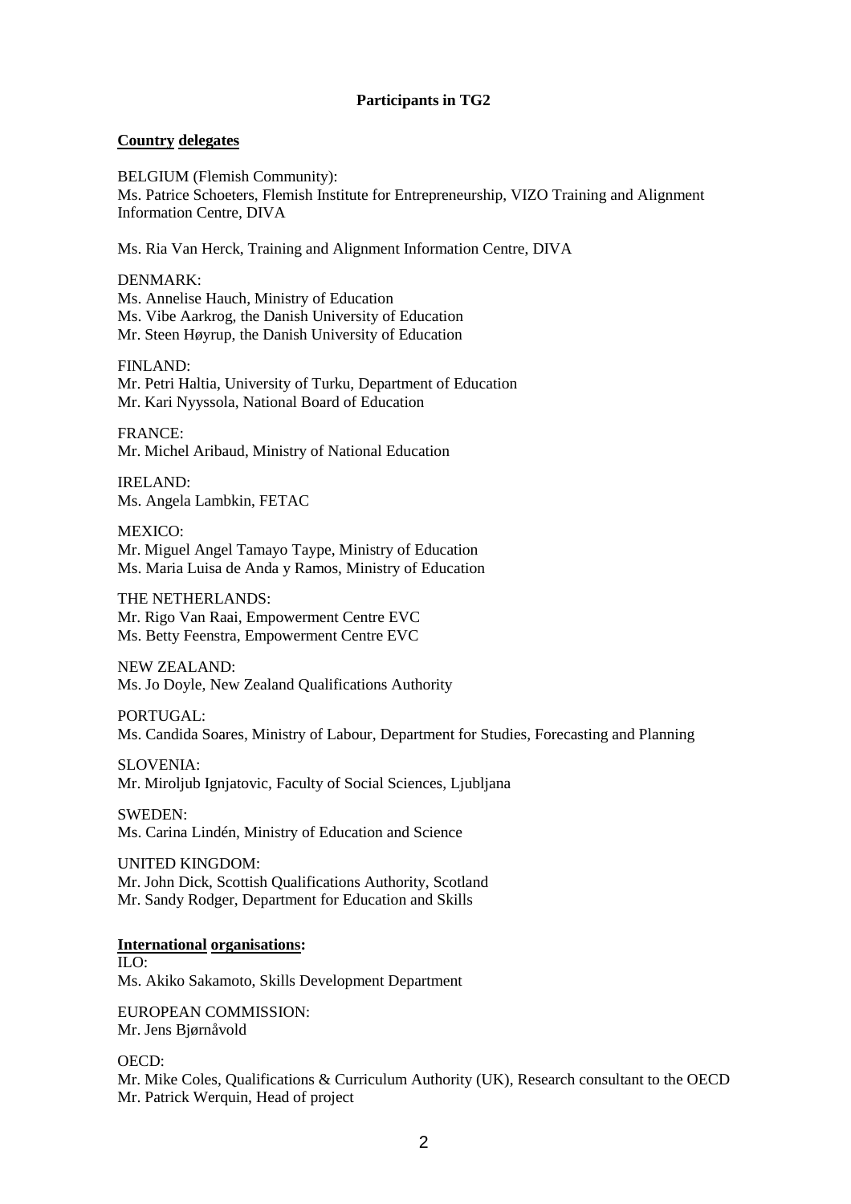**Participants in TG2**

**Country delegates**

BELGIUM (Flemish Community):
Ms. Patrice Schoeters, Flemish Institute for Entrepreneurship, VIZO Training and Alignment Information Centre, DIVA

Ms. Ria Van Herck, Training and Alignment Information Centre, DIVA

DENMARK:
Ms. Annelise Hauch, Ministry of Education
Ms. Vibe Aarkrog, the Danish University of Education
Mr. Steen Høyrup, the Danish University of Education

FINLAND:
Mr. Petri Haltia, University of Turku, Department of Education
Mr. Kari Nyyssola, National Board of Education

FRANCE:
Mr. Michel Aribaud, Ministry of National Education

IRELAND:
Ms. Angela Lambkin, FETAC

MEXICO:
Mr. Miguel Angel Tamayo Taype, Ministry of Education
Ms. Maria Luisa de Anda y Ramos, Ministry of Education

THE NETHERLANDS:
Mr. Rigo Van Raai, Empowerment Centre EVC
Ms. Betty Feenstra, Empowerment Centre EVC

NEW ZEALAND:
Ms. Jo Doyle, New Zealand Qualifications Authority

PORTUGAL:
Ms. Candida Soares, Ministry of Labour, Department for Studies, Forecasting and Planning

SLOVENIA:
Mr. Miroljub Ignjatovic, Faculty of Social Sciences, Ljubljana

SWEDEN:
Ms. Carina Lindén, Ministry of Education and Science

UNITED KINGDOM:
Mr. John Dick, Scottish Qualifications Authority, Scotland
Mr. Sandy Rodger, Department for Education and Skills

**International organisations:**

ILO:
Ms. Akiko Sakamoto, Skills Development Department

EUROPEAN COMMISSION:
Mr. Jens Bjørnåvold

OECD:
Mr. Mike Coles, Qualifications & Curriculum Authority (UK), Research consultant to the OECD
Mr. Patrick Werquin, Head of project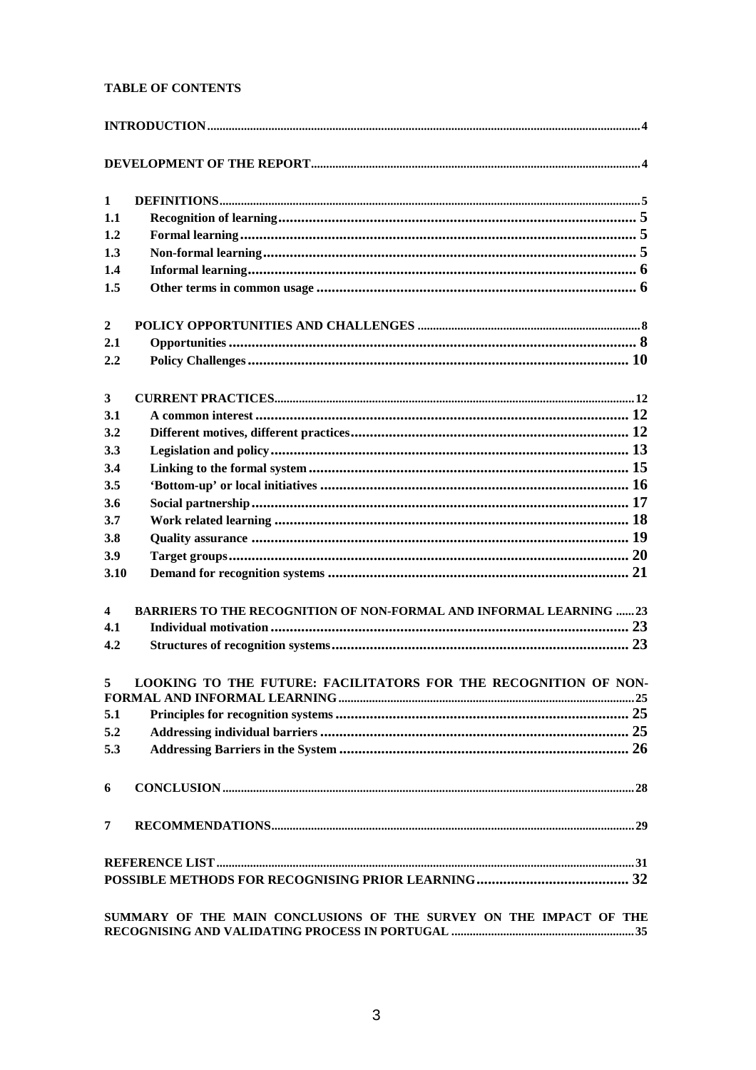**TABLE OF CONTENTS**

**INTRODUCTION** .......... 4

**DEVELOPMENT OF THE REPORT** .......... 4

**1 DEFINITIONS** .......... 5
- **1.1 Recognition of learning** .......... 5
- **1.2 Formal learning** .......... 5
- **1.3 Non-formal learning** .......... 5
- **1.4 Informal learning** .......... 6
- **1.5 Other terms in common usage** .......... 6

**2 POLICY OPPORTUNITIES AND CHALLENGES** .......... 8
- **2.1 Opportunities** .......... 8
- **2.2 Policy Challenges** .......... 10

**3 CURRENT PRACTICES** .......... 12
- **3.1 A common interest** .......... 12
- **3.2 Different motives, different practices** .......... 12
- **3.3 Legislation and policy** .......... 13
- **3.4 Linking to the formal system** .......... 15
- **3.5 'Bottom-up' or local initiatives** .......... 16
- **3.6 Social partnership** .......... 17
- **3.7 Work related learning** .......... 18
- **3.8 Quality assurance** .......... 19
- **3.9 Target groups** .......... 20
- **3.10 Demand for recognition systems** .......... 21

**4 BARRIERS TO THE RECOGNITION OF NON-FORMAL AND INFORMAL LEARNING** .......... 23
- **4.1 Individual motivation** .......... 23
- **4.2 Structures of recognition systems** .......... 23

**5 LOOKING TO THE FUTURE: FACILITATORS FOR THE RECOGNITION OF NON-FORMAL AND INFORMAL LEARNING** .......... 25
- **5.1 Principles for recognition systems** .......... 25
- **5.2 Addressing individual barriers** .......... 25
- **5.3 Addressing Barriers in the System** .......... 26

**6 CONCLUSION** .......... 28

**7 RECOMMENDATIONS** .......... 29

**REFERENCE LIST** .......... 31

**POSSIBLE METHODS FOR RECOGNISING PRIOR LEARNING** .......... 32

**SUMMARY OF THE MAIN CONCLUSIONS OF THE SURVEY ON THE IMPACT OF THE RECOGNISING AND VALIDATING PROCESS IN PORTUGAL** .......... 35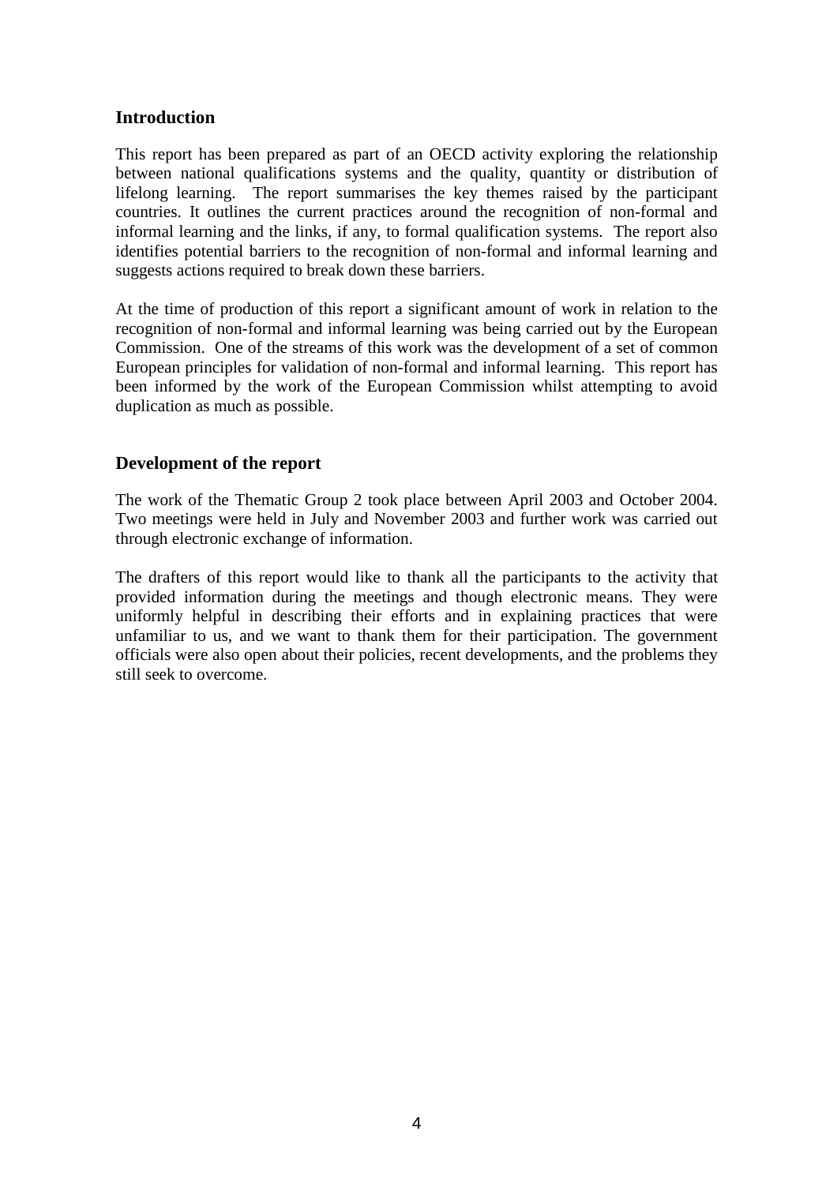## Introduction

This report has been prepared as part of an OECD activity exploring the relationship between national qualifications systems and the quality, quantity or distribution of lifelong learning. The report summarises the key themes raised by the participant countries. It outlines the current practices around the recognition of non-formal and informal learning and the links, if any, to formal qualification systems. The report also identifies potential barriers to the recognition of non-formal and informal learning and suggests actions required to break down these barriers.

At the time of production of this report a significant amount of work in relation to the recognition of non-formal and informal learning was being carried out by the European Commission. One of the streams of this work was the development of a set of common European principles for validation of non-formal and informal learning. This report has been informed by the work of the European Commission whilst attempting to avoid duplication as much as possible.

## Development of the report

The work of the Thematic Group 2 took place between April 2003 and October 2004. Two meetings were held in July and November 2003 and further work was carried out through electronic exchange of information.

The drafters of this report would like to thank all the participants to the activity that provided information during the meetings and though electronic means. They were uniformly helpful in describing their efforts and in explaining practices that were unfamiliar to us, and we want to thank them for their participation. The government officials were also open about their policies, recent developments, and the problems they still seek to overcome.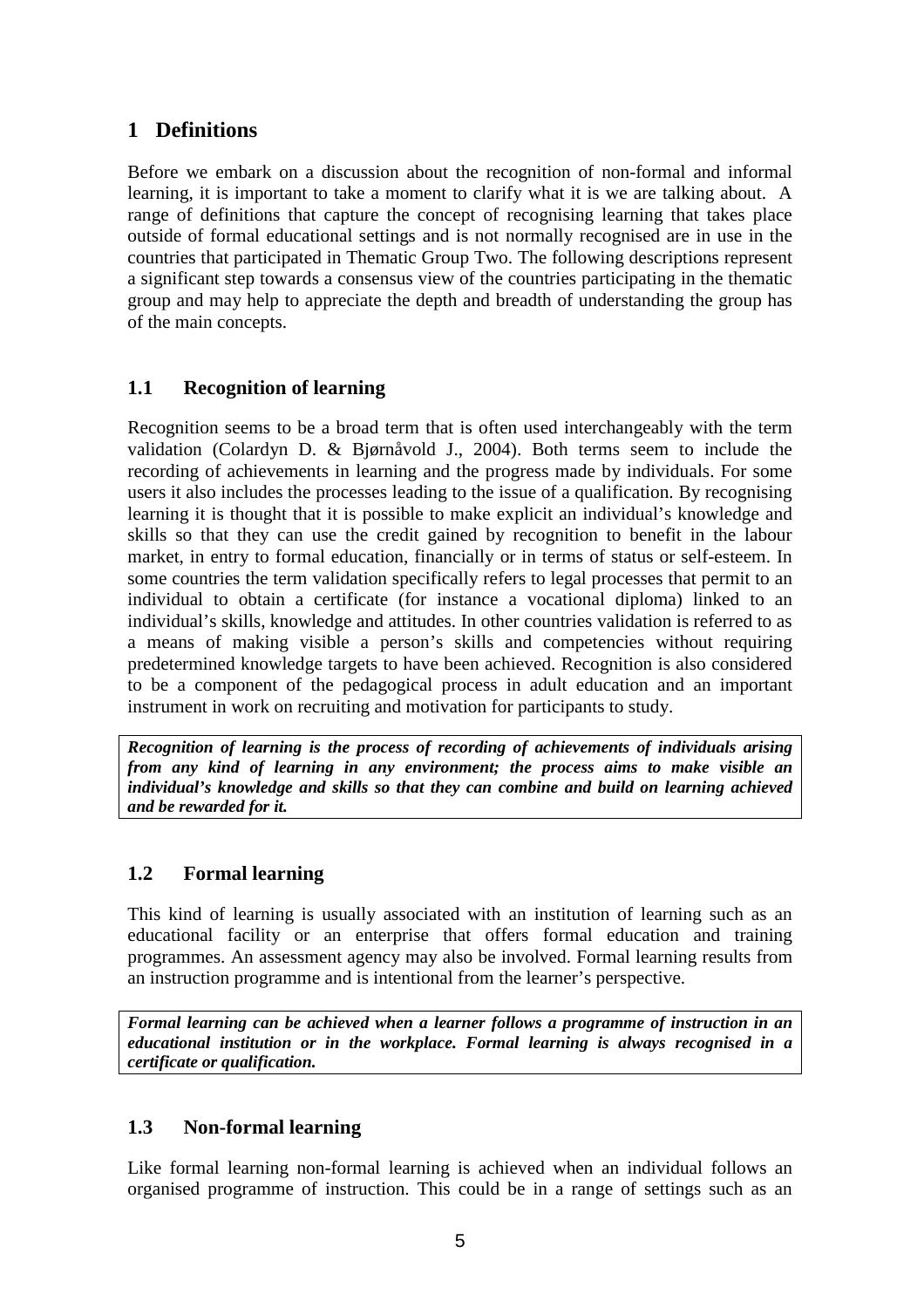# 1 Definitions

Before we embark on a discussion about the recognition of non-formal and informal learning, it is important to take a moment to clarify what it is we are talking about. A range of definitions that capture the concept of recognising learning that takes place outside of formal educational settings and is not normally recognised are in use in the countries that participated in Thematic Group Two. The following descriptions represent a significant step towards a consensus view of the countries participating in the thematic group and may help to appreciate the depth and breadth of understanding the group has of the main concepts.

## 1.1 Recognition of learning

Recognition seems to be a broad term that is often used interchangeably with the term validation (Colardyn D. & Bjørnåvold J., 2004). Both terms seem to include the recording of achievements in learning and the progress made by individuals. For some users it also includes the processes leading to the issue of a qualification. By recognising learning it is thought that it is possible to make explicit an individual's knowledge and skills so that they can use the credit gained by recognition to benefit in the labour market, in entry to formal education, financially or in terms of status or self-esteem. In some countries the term validation specifically refers to legal processes that permit to an individual to obtain a certificate (for instance a vocational diploma) linked to an individual's skills, knowledge and attitudes. In other countries validation is referred to as a means of making visible a person's skills and competencies without requiring predetermined knowledge targets to have been achieved. Recognition is also considered to be a component of the pedagogical process in adult education and an important instrument in work on recruiting and motivation for participants to study.

***Recognition of learning is the process of recording of achievements of individuals arising from any kind of learning in any environment; the process aims to make visible an individual's knowledge and skills so that they can combine and build on learning achieved and be rewarded for it.***

## 1.2 Formal learning

This kind of learning is usually associated with an institution of learning such as an educational facility or an enterprise that offers formal education and training programmes. An assessment agency may also be involved. Formal learning results from an instruction programme and is intentional from the learner's perspective.

***Formal learning can be achieved when a learner follows a programme of instruction in an educational institution or in the workplace. Formal learning is always recognised in a certificate or qualification.***

## 1.3 Non-formal learning

Like formal learning non-formal learning is achieved when an individual follows an organised programme of instruction. This could be in a range of settings such as an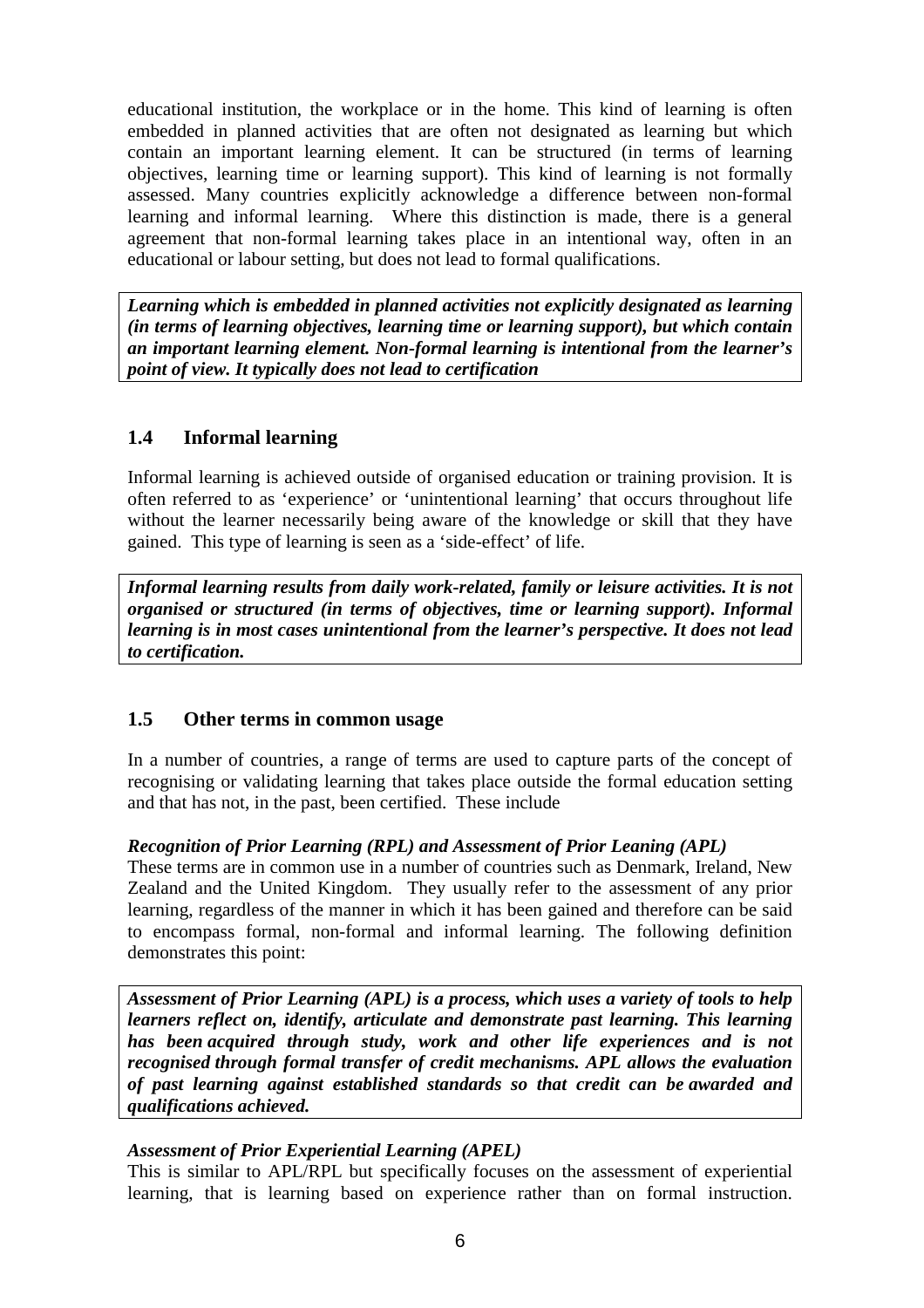educational institution, the workplace or in the home. This kind of learning is often embedded in planned activities that are often not designated as learning but which contain an important learning element. It can be structured (in terms of learning objectives, learning time or learning support). This kind of learning is not formally assessed. Many countries explicitly acknowledge a difference between non-formal learning and informal learning. Where this distinction is made, there is a general agreement that non-formal learning takes place in an intentional way, often in an educational or labour setting, but does not lead to formal qualifications.

***Learning which is embedded in planned activities not explicitly designated as learning (in terms of learning objectives, learning time or learning support), but which contain an important learning element. Non-formal learning is intentional from the learner's point of view. It typically does not lead to certification***

## 1.4 Informal learning

Informal learning is achieved outside of organised education or training provision. It is often referred to as 'experience' or 'unintentional learning' that occurs throughout life without the learner necessarily being aware of the knowledge or skill that they have gained. This type of learning is seen as a 'side-effect' of life.

***Informal learning results from daily work-related, family or leisure activities. It is not organised or structured (in terms of objectives, time or learning support). Informal learning is in most cases unintentional from the learner's perspective. It does not lead to certification.***

## 1.5 Other terms in common usage

In a number of countries, a range of terms are used to capture parts of the concept of recognising or validating learning that takes place outside the formal education setting and that has not, in the past, been certified. These include

***Recognition of Prior Learning (RPL) and Assessment of Prior Leaning (APL)***
These terms are in common use in a number of countries such as Denmark, Ireland, New Zealand and the United Kingdom. They usually refer to the assessment of any prior learning, regardless of the manner in which it has been gained and therefore can be said to encompass formal, non-formal and informal learning. The following definition demonstrates this point:

***Assessment of Prior Learning (APL) is a process, which uses a variety of tools to help learners reflect on, identify, articulate and demonstrate past learning. This learning has been acquired through study, work and other life experiences and is not recognised through formal transfer of credit mechanisms. APL allows the evaluation of past learning against established standards so that credit can be awarded and qualifications achieved.***

***Assessment of Prior Experiential Learning (APEL)***
This is similar to APL/RPL but specifically focuses on the assessment of experiential learning, that is learning based on experience rather than on formal instruction.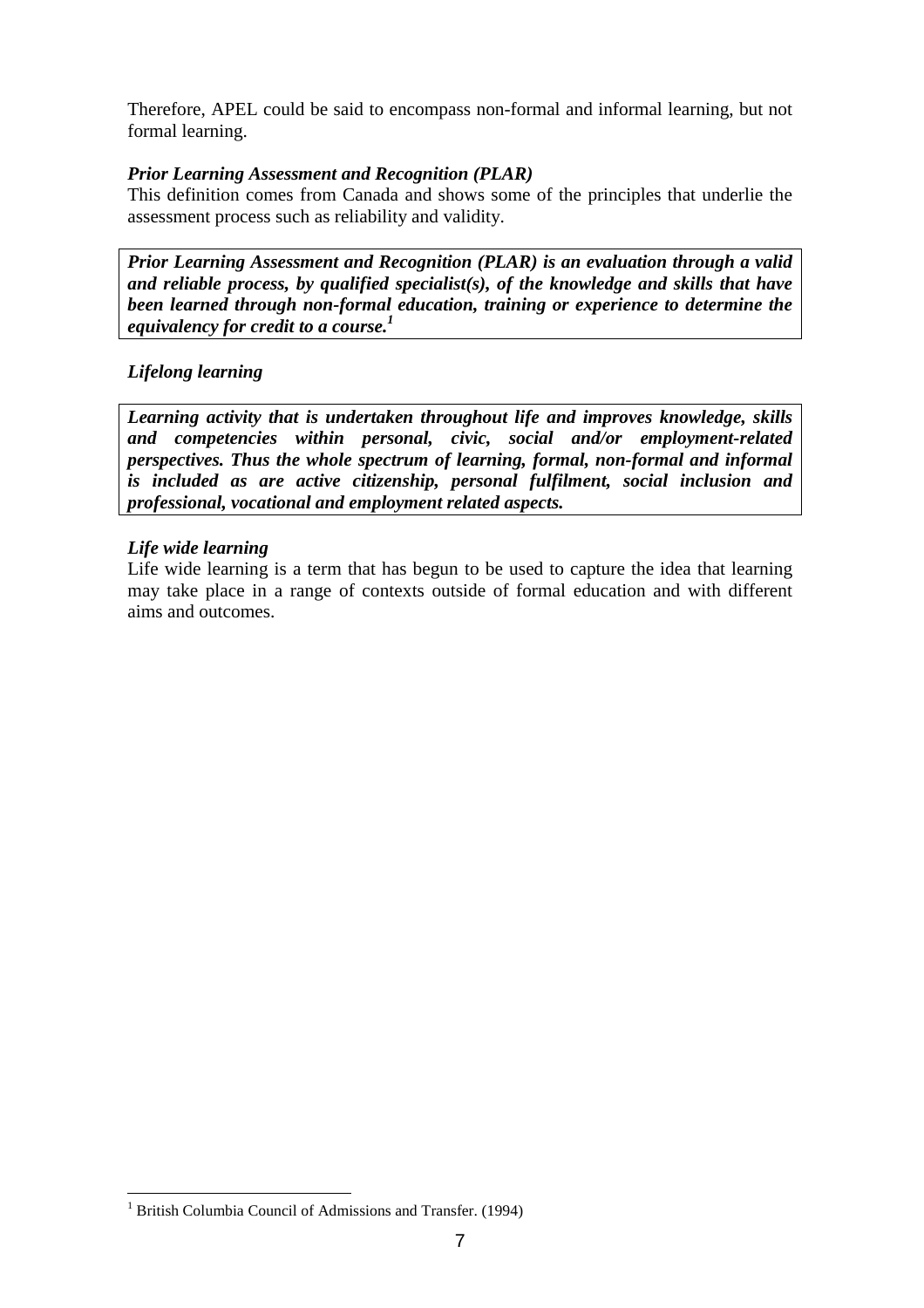Therefore, APEL could be said to encompass non-formal and informal learning, but not formal learning.

### *Prior Learning Assessment and Recognition (PLAR)*

This definition comes from Canada and shows some of the principles that underlie the assessment process such as reliability and validity.

> ***Prior Learning Assessment and Recognition (PLAR) is an evaluation through a valid and reliable process, by qualified specialist(s), of the knowledge and skills that have been learned through non-formal education, training or experience to determine the equivalency for credit to a course.*** [1]

### *Lifelong learning*

> ***Learning activity that is undertaken throughout life and improves knowledge, skills and competencies within personal, civic, social and/or employment-related perspectives. Thus the whole spectrum of learning, formal, non-formal and informal is included as are active citizenship, personal fulfilment, social inclusion and professional, vocational and employment related aspects.***

### *Life wide learning*

Life wide learning is a term that has begun to be used to capture the idea that learning may take place in a range of contexts outside of formal education and with different aims and outcomes.

---

[1] British Columbia Council of Admissions and Transfer. (1994)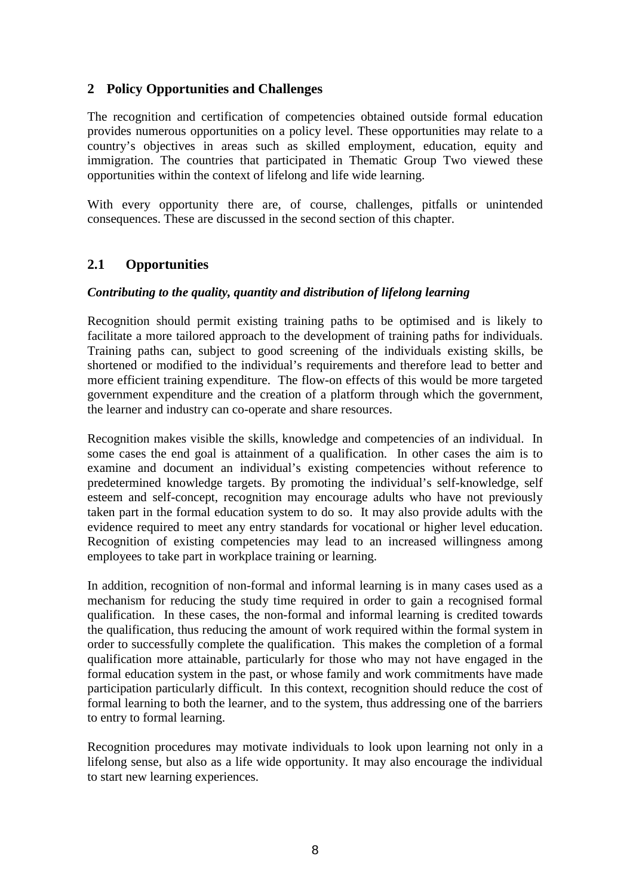## 2 Policy Opportunities and Challenges

The recognition and certification of competencies obtained outside formal education provides numerous opportunities on a policy level. These opportunities may relate to a country's objectives in areas such as skilled employment, education, equity and immigration. The countries that participated in Thematic Group Two viewed these opportunities within the context of lifelong and life wide learning.

With every opportunity there are, of course, challenges, pitfalls or unintended consequences. These are discussed in the second section of this chapter.

### 2.1 Opportunities

***Contributing to the quality, quantity and distribution of lifelong learning***

Recognition should permit existing training paths to be optimised and is likely to facilitate a more tailored approach to the development of training paths for individuals. Training paths can, subject to good screening of the individuals existing skills, be shortened or modified to the individual's requirements and therefore lead to better and more efficient training expenditure. The flow-on effects of this would be more targeted government expenditure and the creation of a platform through which the government, the learner and industry can co-operate and share resources.

Recognition makes visible the skills, knowledge and competencies of an individual. In some cases the end goal is attainment of a qualification. In other cases the aim is to examine and document an individual's existing competencies without reference to predetermined knowledge targets. By promoting the individual's self-knowledge, self esteem and self-concept, recognition may encourage adults who have not previously taken part in the formal education system to do so. It may also provide adults with the evidence required to meet any entry standards for vocational or higher level education. Recognition of existing competencies may lead to an increased willingness among employees to take part in workplace training or learning.

In addition, recognition of non-formal and informal learning is in many cases used as a mechanism for reducing the study time required in order to gain a recognised formal qualification. In these cases, the non-formal and informal learning is credited towards the qualification, thus reducing the amount of work required within the formal system in order to successfully complete the qualification. This makes the completion of a formal qualification more attainable, particularly for those who may not have engaged in the formal education system in the past, or whose family and work commitments have made participation particularly difficult. In this context, recognition should reduce the cost of formal learning to both the learner, and to the system, thus addressing one of the barriers to entry to formal learning.

Recognition procedures may motivate individuals to look upon learning not only in a lifelong sense, but also as a life wide opportunity. It may also encourage the individual to start new learning experiences.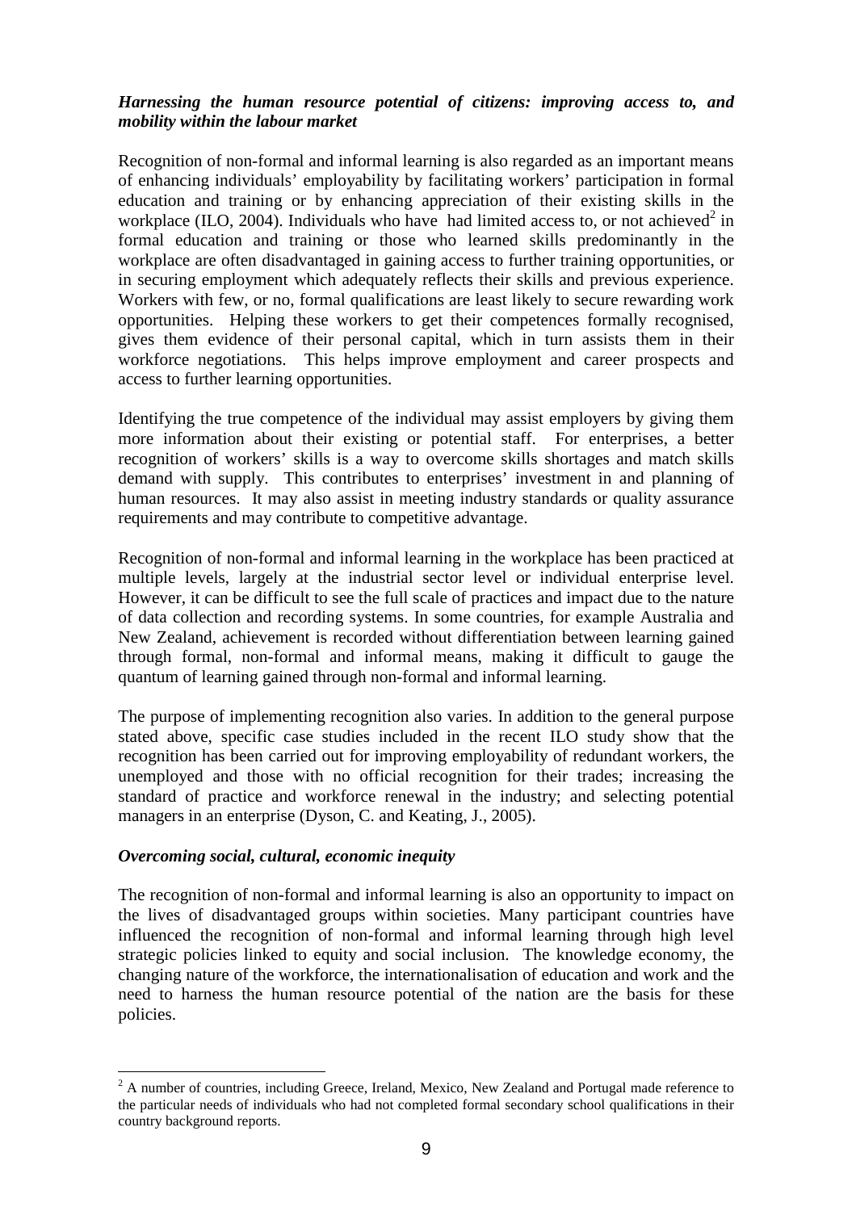***Harnessing the human resource potential of citizens: improving access to, and mobility within the labour market***

Recognition of non-formal and informal learning is also regarded as an important means of enhancing individuals' employability by facilitating workers' participation in formal education and training or by enhancing appreciation of their existing skills in the workplace (ILO, 2004). Individuals who have had limited access to, or not achieved[2] in formal education and training or those who learned skills predominantly in the workplace are often disadvantaged in gaining access to further training opportunities, or in securing employment which adequately reflects their skills and previous experience. Workers with few, or no, formal qualifications are least likely to secure rewarding work opportunities. Helping these workers to get their competences formally recognised, gives them evidence of their personal capital, which in turn assists them in their workforce negotiations. This helps improve employment and career prospects and access to further learning opportunities.

Identifying the true competence of the individual may assist employers by giving them more information about their existing or potential staff. For enterprises, a better recognition of workers' skills is a way to overcome skills shortages and match skills demand with supply. This contributes to enterprises' investment in and planning of human resources. It may also assist in meeting industry standards or quality assurance requirements and may contribute to competitive advantage.

Recognition of non-formal and informal learning in the workplace has been practiced at multiple levels, largely at the industrial sector level or individual enterprise level. However, it can be difficult to see the full scale of practices and impact due to the nature of data collection and recording systems. In some countries, for example Australia and New Zealand, achievement is recorded without differentiation between learning gained through formal, non-formal and informal means, making it difficult to gauge the quantum of learning gained through non-formal and informal learning.

The purpose of implementing recognition also varies. In addition to the general purpose stated above, specific case studies included in the recent ILO study show that the recognition has been carried out for improving employability of redundant workers, the unemployed and those with no official recognition for their trades; increasing the standard of practice and workforce renewal in the industry; and selecting potential managers in an enterprise (Dyson, C. and Keating, J., 2005).

***Overcoming social, cultural, economic inequity***

The recognition of non-formal and informal learning is also an opportunity to impact on the lives of disadvantaged groups within societies. Many participant countries have influenced the recognition of non-formal and informal learning through high level strategic policies linked to equity and social inclusion. The knowledge economy, the changing nature of the workforce, the internationalisation of education and work and the need to harness the human resource potential of the nation are the basis for these policies.

[2] A number of countries, including Greece, Ireland, Mexico, New Zealand and Portugal made reference to the particular needs of individuals who had not completed formal secondary school qualifications in their country background reports.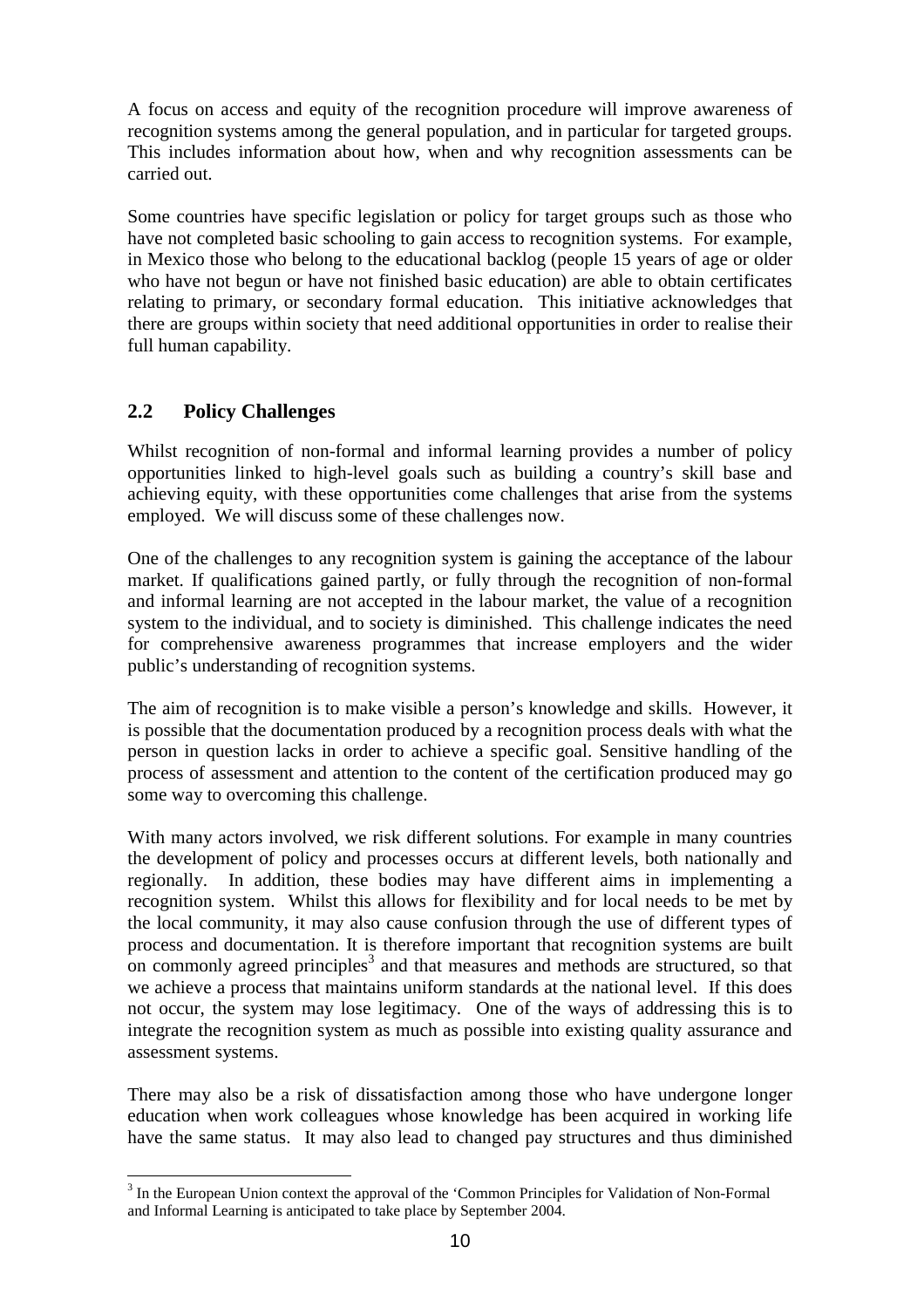A focus on access and equity of the recognition procedure will improve awareness of recognition systems among the general population, and in particular for targeted groups. This includes information about how, when and why recognition assessments can be carried out.

Some countries have specific legislation or policy for target groups such as those who have not completed basic schooling to gain access to recognition systems. For example, in Mexico those who belong to the educational backlog (people 15 years of age or older who have not begun or have not finished basic education) are able to obtain certificates relating to primary, or secondary formal education. This initiative acknowledges that there are groups within society that need additional opportunities in order to realise their full human capability.

## 2.2 Policy Challenges

Whilst recognition of non-formal and informal learning provides a number of policy opportunities linked to high-level goals such as building a country's skill base and achieving equity, with these opportunities come challenges that arise from the systems employed. We will discuss some of these challenges now.

One of the challenges to any recognition system is gaining the acceptance of the labour market. If qualifications gained partly, or fully through the recognition of non-formal and informal learning are not accepted in the labour market, the value of a recognition system to the individual, and to society is diminished. This challenge indicates the need for comprehensive awareness programmes that increase employers and the wider public's understanding of recognition systems.

The aim of recognition is to make visible a person's knowledge and skills. However, it is possible that the documentation produced by a recognition process deals with what the person in question lacks in order to achieve a specific goal. Sensitive handling of the process of assessment and attention to the content of the certification produced may go some way to overcoming this challenge.

With many actors involved, we risk different solutions. For example in many countries the development of policy and processes occurs at different levels, both nationally and regionally. In addition, these bodies may have different aims in implementing a recognition system. Whilst this allows for flexibility and for local needs to be met by the local community, it may also cause confusion through the use of different types of process and documentation. It is therefore important that recognition systems are built on commonly agreed principles[3] and that measures and methods are structured, so that we achieve a process that maintains uniform standards at the national level. If this does not occur, the system may lose legitimacy. One of the ways of addressing this is to integrate the recognition system as much as possible into existing quality assurance and assessment systems.

There may also be a risk of dissatisfaction among those who have undergone longer education when work colleagues whose knowledge has been acquired in working life have the same status. It may also lead to changed pay structures and thus diminished

[3] In the European Union context the approval of the 'Common Principles for Validation of Non-Formal and Informal Learning is anticipated to take place by September 2004.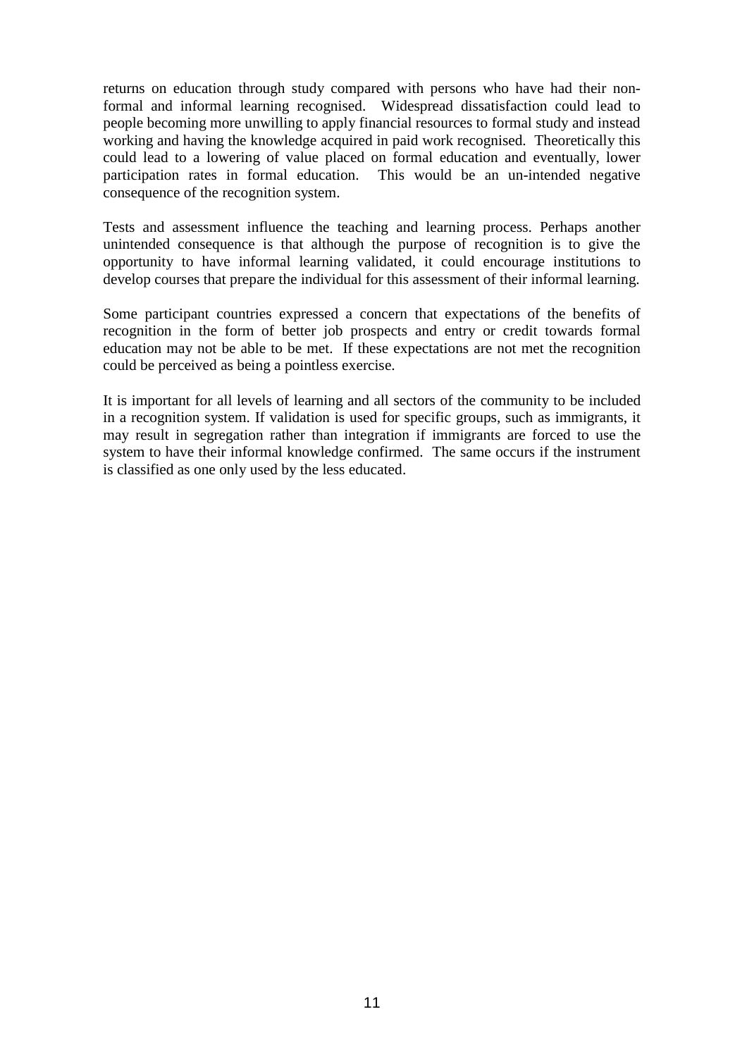returns on education through study compared with persons who have had their non-formal and informal learning recognised. Widespread dissatisfaction could lead to people becoming more unwilling to apply financial resources to formal study and instead working and having the knowledge acquired in paid work recognised. Theoretically this could lead to a lowering of value placed on formal education and eventually, lower participation rates in formal education. This would be an un-intended negative consequence of the recognition system.

Tests and assessment influence the teaching and learning process. Perhaps another unintended consequence is that although the purpose of recognition is to give the opportunity to have informal learning validated, it could encourage institutions to develop courses that prepare the individual for this assessment of their informal learning.

Some participant countries expressed a concern that expectations of the benefits of recognition in the form of better job prospects and entry or credit towards formal education may not be able to be met. If these expectations are not met the recognition could be perceived as being a pointless exercise.

It is important for all levels of learning and all sectors of the community to be included in a recognition system. If validation is used for specific groups, such as immigrants, it may result in segregation rather than integration if immigrants are forced to use the system to have their informal knowledge confirmed. The same occurs if the instrument is classified as one only used by the less educated.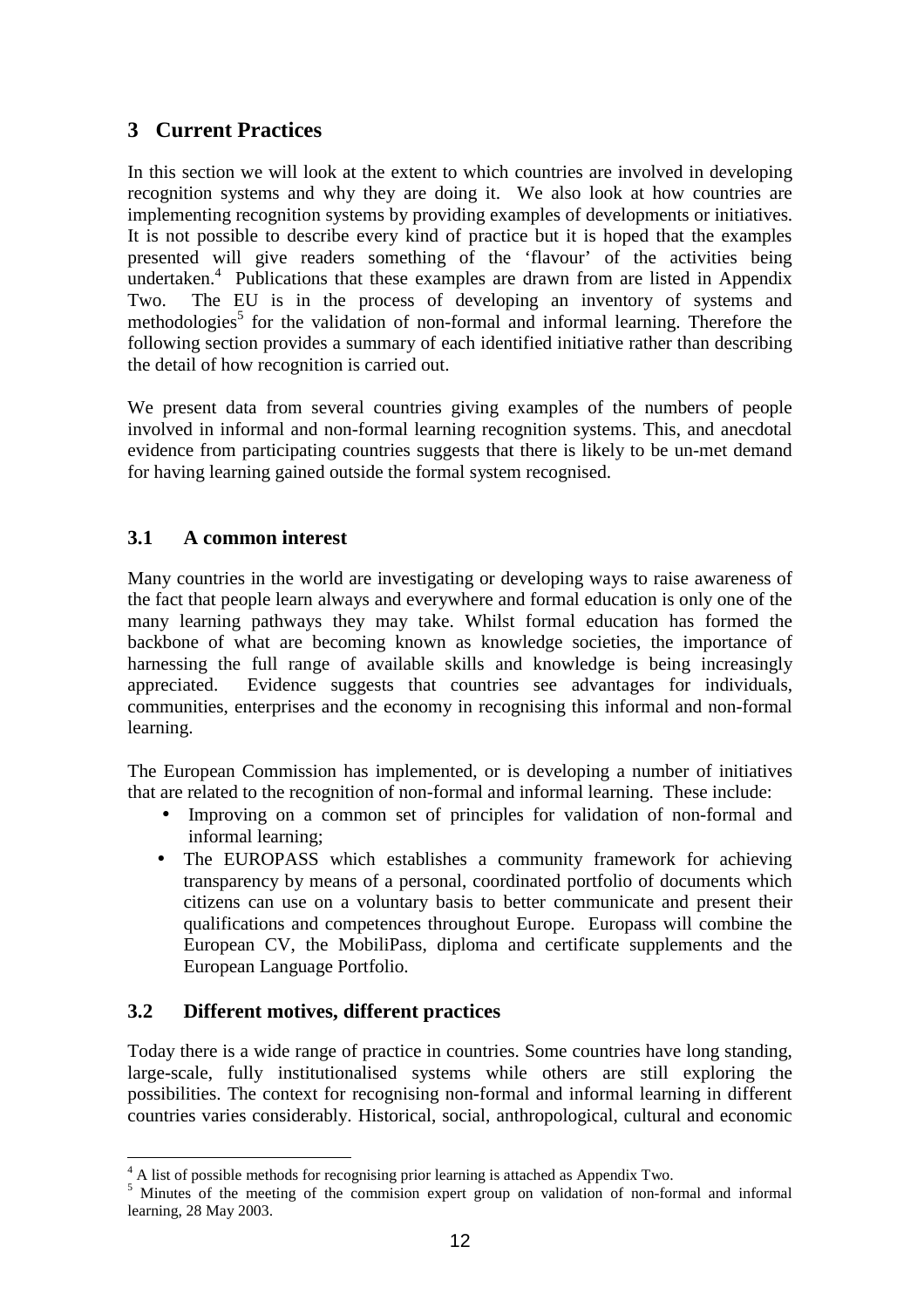# 3 Current Practices

In this section we will look at the extent to which countries are involved in developing recognition systems and why they are doing it. We also look at how countries are implementing recognition systems by providing examples of developments or initiatives. It is not possible to describe every kind of practice but it is hoped that the examples presented will give readers something of the 'flavour' of the activities being undertaken.[4] Publications that these examples are drawn from are listed in Appendix Two. The EU is in the process of developing an inventory of systems and methodologies[5] for the validation of non-formal and informal learning. Therefore the following section provides a summary of each identified initiative rather than describing the detail of how recognition is carried out.

We present data from several countries giving examples of the numbers of people involved in informal and non-formal learning recognition systems. This, and anecdotal evidence from participating countries suggests that there is likely to be un-met demand for having learning gained outside the formal system recognised.

## 3.1 A common interest

Many countries in the world are investigating or developing ways to raise awareness of the fact that people learn always and everywhere and formal education is only one of the many learning pathways they may take. Whilst formal education has formed the backbone of what are becoming known as knowledge societies, the importance of harnessing the full range of available skills and knowledge is being increasingly appreciated. Evidence suggests that countries see advantages for individuals, communities, enterprises and the economy in recognising this informal and non-formal learning.

The European Commission has implemented, or is developing a number of initiatives that are related to the recognition of non-formal and informal learning. These include:

- Improving on a common set of principles for validation of non-formal and informal learning;
- The EUROPASS which establishes a community framework for achieving transparency by means of a personal, coordinated portfolio of documents which citizens can use on a voluntary basis to better communicate and present their qualifications and competences throughout Europe. Europass will combine the European CV, the MobiliPass, diploma and certificate supplements and the European Language Portfolio.

## 3.2 Different motives, different practices

Today there is a wide range of practice in countries. Some countries have long standing, large-scale, fully institutionalised systems while others are still exploring the possibilities. The context for recognising non-formal and informal learning in different countries varies considerably. Historical, social, anthropological, cultural and economic

[4] A list of possible methods for recognising prior learning is attached as Appendix Two.

[5] Minutes of the meeting of the commision expert group on validation of non-formal and informal learning, 28 May 2003.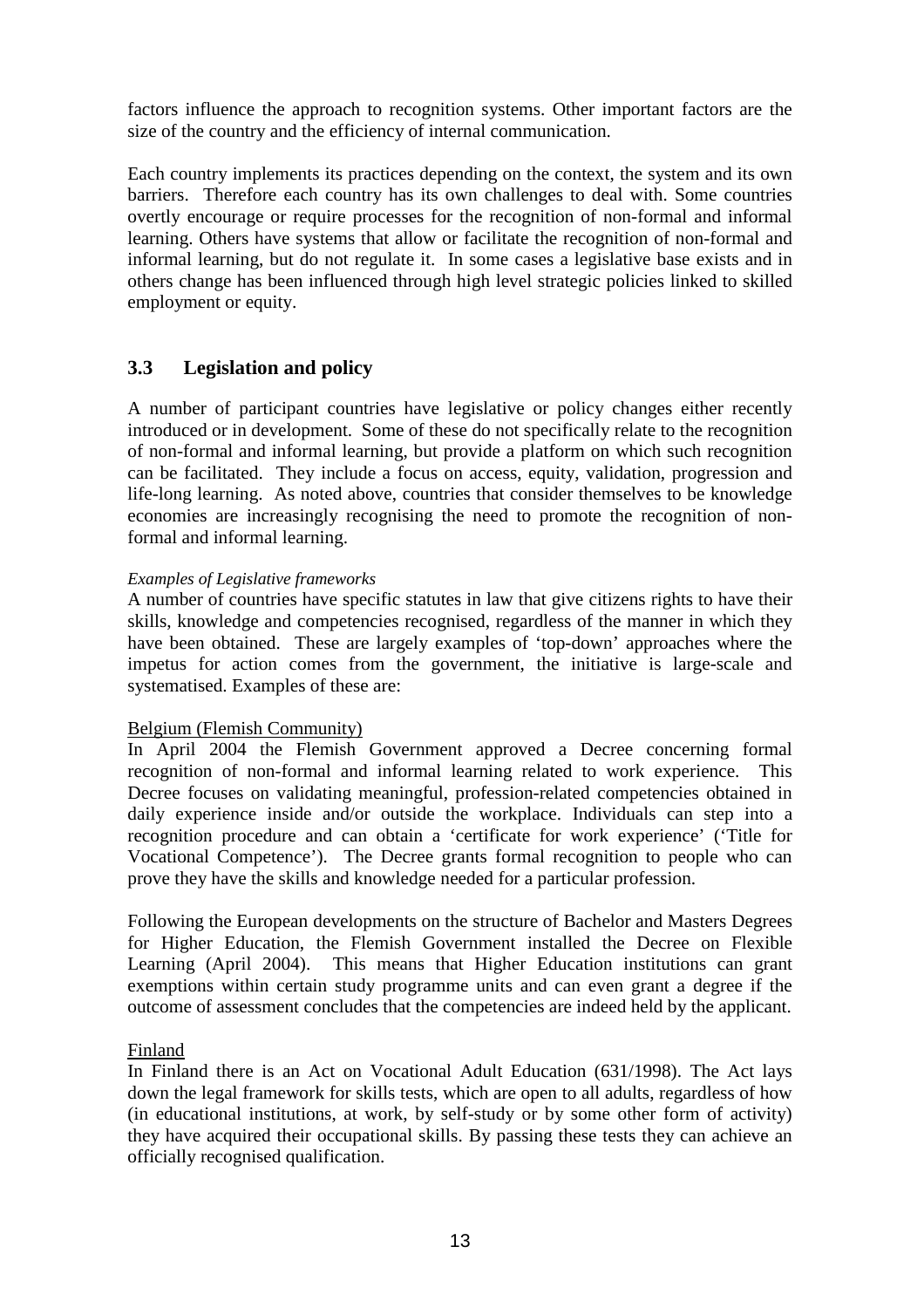factors influence the approach to recognition systems. Other important factors are the size of the country and the efficiency of internal communication.

Each country implements its practices depending on the context, the system and its own barriers. Therefore each country has its own challenges to deal with. Some countries overtly encourage or require processes for the recognition of non-formal and informal learning. Others have systems that allow or facilitate the recognition of non-formal and informal learning, but do not regulate it. In some cases a legislative base exists and in others change has been influenced through high level strategic policies linked to skilled employment or equity.

## 3.3 Legislation and policy

A number of participant countries have legislative or policy changes either recently introduced or in development. Some of these do not specifically relate to the recognition of non-formal and informal learning, but provide a platform on which such recognition can be facilitated. They include a focus on access, equity, validation, progression and life-long learning. As noted above, countries that consider themselves to be knowledge economies are increasingly recognising the need to promote the recognition of non-formal and informal learning.

*Examples of Legislative frameworks*

A number of countries have specific statutes in law that give citizens rights to have their skills, knowledge and competencies recognised, regardless of the manner in which they have been obtained. These are largely examples of 'top-down' approaches where the impetus for action comes from the government, the initiative is large-scale and systematised. Examples of these are:

Belgium (Flemish Community)

In April 2004 the Flemish Government approved a Decree concerning formal recognition of non-formal and informal learning related to work experience. This Decree focuses on validating meaningful, profession-related competencies obtained in daily experience inside and/or outside the workplace. Individuals can step into a recognition procedure and can obtain a 'certificate for work experience' ('Title for Vocational Competence'). The Decree grants formal recognition to people who can prove they have the skills and knowledge needed for a particular profession.

Following the European developments on the structure of Bachelor and Masters Degrees for Higher Education, the Flemish Government installed the Decree on Flexible Learning (April 2004). This means that Higher Education institutions can grant exemptions within certain study programme units and can even grant a degree if the outcome of assessment concludes that the competencies are indeed held by the applicant.

Finland

In Finland there is an Act on Vocational Adult Education (631/1998). The Act lays down the legal framework for skills tests, which are open to all adults, regardless of how (in educational institutions, at work, by self-study or by some other form of activity) they have acquired their occupational skills. By passing these tests they can achieve an officially recognised qualification.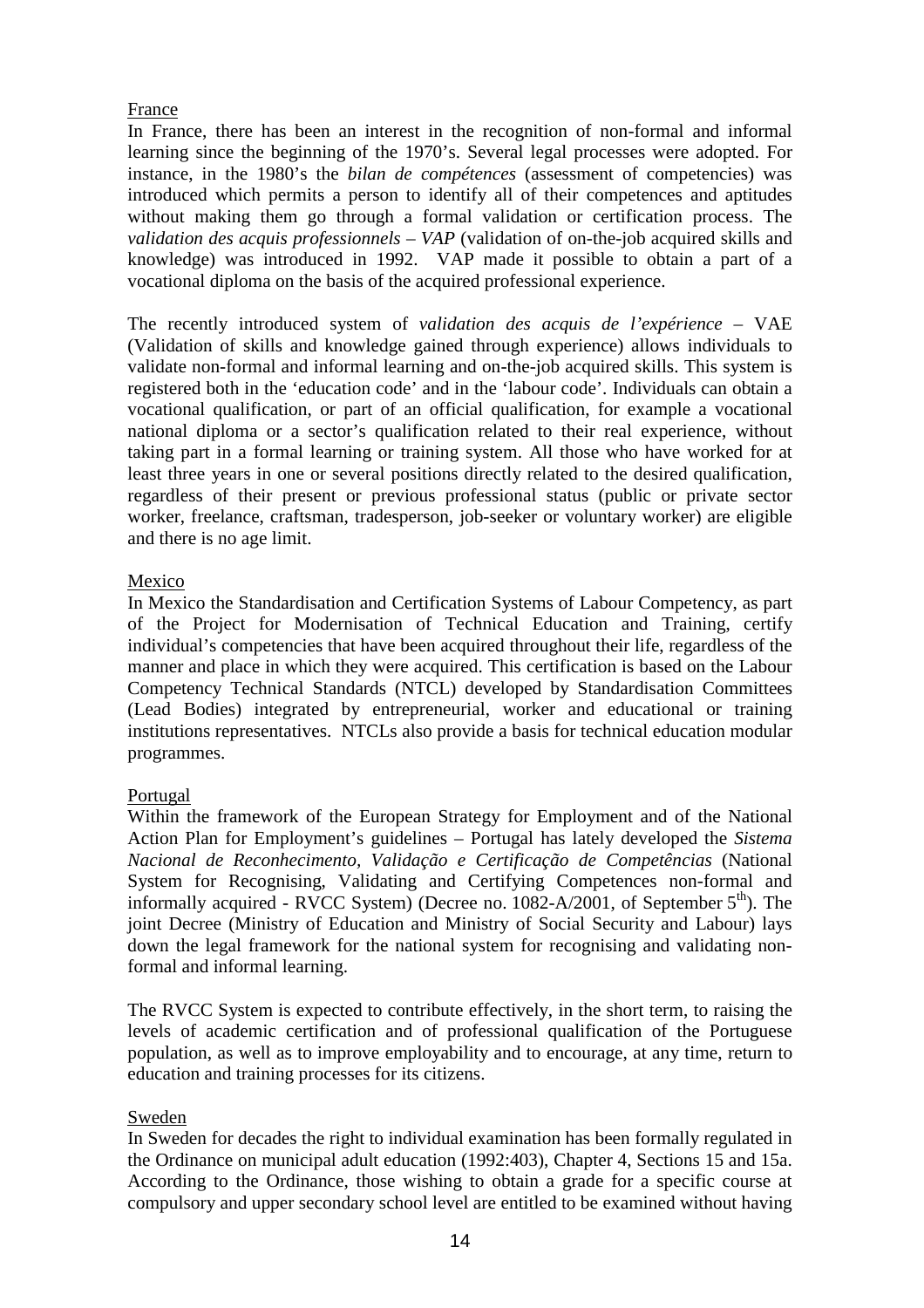France

In France, there has been an interest in the recognition of non-formal and informal learning since the beginning of the 1970's. Several legal processes were adopted. For instance, in the 1980's the *bilan de compétences* (assessment of competencies) was introduced which permits a person to identify all of their competences and aptitudes without making them go through a formal validation or certification process. The *validation des acquis professionnels – VAP* (validation of on-the-job acquired skills and knowledge) was introduced in 1992. VAP made it possible to obtain a part of a vocational diploma on the basis of the acquired professional experience.

The recently introduced system of *validation des acquis de l'expérience* – VAE (Validation of skills and knowledge gained through experience) allows individuals to validate non-formal and informal learning and on-the-job acquired skills. This system is registered both in the 'education code' and in the 'labour code'. Individuals can obtain a vocational qualification, or part of an official qualification, for example a vocational national diploma or a sector's qualification related to their real experience, without taking part in a formal learning or training system. All those who have worked for at least three years in one or several positions directly related to the desired qualification, regardless of their present or previous professional status (public or private sector worker, freelance, craftsman, tradesperson, job-seeker or voluntary worker) are eligible and there is no age limit.

Mexico

In Mexico the Standardisation and Certification Systems of Labour Competency, as part of the Project for Modernisation of Technical Education and Training, certify individual's competencies that have been acquired throughout their life, regardless of the manner and place in which they were acquired. This certification is based on the Labour Competency Technical Standards (NTCL) developed by Standardisation Committees (Lead Bodies) integrated by entrepreneurial, worker and educational or training institutions representatives. NTCLs also provide a basis for technical education modular programmes.

Portugal

Within the framework of the European Strategy for Employment and of the National Action Plan for Employment's guidelines – Portugal has lately developed the *Sistema Nacional de Reconhecimento, Validação e Certificação de Competências* (National System for Recognising, Validating and Certifying Competences non-formal and informally acquired - RVCC System) (Decree no. 1082-A/2001, of September 5th). The joint Decree (Ministry of Education and Ministry of Social Security and Labour) lays down the legal framework for the national system for recognising and validating non-formal and informal learning.

The RVCC System is expected to contribute effectively, in the short term, to raising the levels of academic certification and of professional qualification of the Portuguese population, as well as to improve employability and to encourage, at any time, return to education and training processes for its citizens.

Sweden

In Sweden for decades the right to individual examination has been formally regulated in the Ordinance on municipal adult education (1992:403), Chapter 4, Sections 15 and 15a. According to the Ordinance, those wishing to obtain a grade for a specific course at compulsory and upper secondary school level are entitled to be examined without having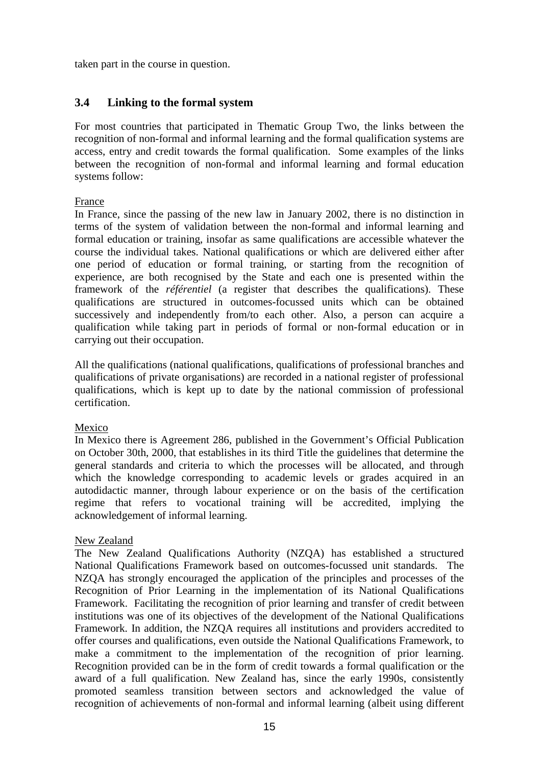taken part in the course in question.

## 3.4 Linking to the formal system

For most countries that participated in Thematic Group Two, the links between the recognition of non-formal and informal learning and the formal qualification systems are access, entry and credit towards the formal qualification. Some examples of the links between the recognition of non-formal and informal learning and formal education systems follow:

France

In France, since the passing of the new law in January 2002, there is no distinction in terms of the system of validation between the non-formal and informal learning and formal education or training, insofar as same qualifications are accessible whatever the course the individual takes. National qualifications or which are delivered either after one period of education or formal training, or starting from the recognition of experience, are both recognised by the State and each one is presented within the framework of the *référentiel* (a register that describes the qualifications). These qualifications are structured in outcomes-focussed units which can be obtained successively and independently from/to each other. Also, a person can acquire a qualification while taking part in periods of formal or non-formal education or in carrying out their occupation.

All the qualifications (national qualifications, qualifications of professional branches and qualifications of private organisations) are recorded in a national register of professional qualifications, which is kept up to date by the national commission of professional certification.

Mexico

In Mexico there is Agreement 286, published in the Government's Official Publication on October 30th, 2000, that establishes in its third Title the guidelines that determine the general standards and criteria to which the processes will be allocated, and through which the knowledge corresponding to academic levels or grades acquired in an autodidactic manner, through labour experience or on the basis of the certification regime that refers to vocational training will be accredited, implying the acknowledgement of informal learning.

New Zealand

The New Zealand Qualifications Authority (NZQA) has established a structured National Qualifications Framework based on outcomes-focussed unit standards. The NZQA has strongly encouraged the application of the principles and processes of the Recognition of Prior Learning in the implementation of its National Qualifications Framework. Facilitating the recognition of prior learning and transfer of credit between institutions was one of its objectives of the development of the National Qualifications Framework. In addition, the NZQA requires all institutions and providers accredited to offer courses and qualifications, even outside the National Qualifications Framework, to make a commitment to the implementation of the recognition of prior learning. Recognition provided can be in the form of credit towards a formal qualification or the award of a full qualification. New Zealand has, since the early 1990s, consistently promoted seamless transition between sectors and acknowledged the value of recognition of achievements of non-formal and informal learning (albeit using different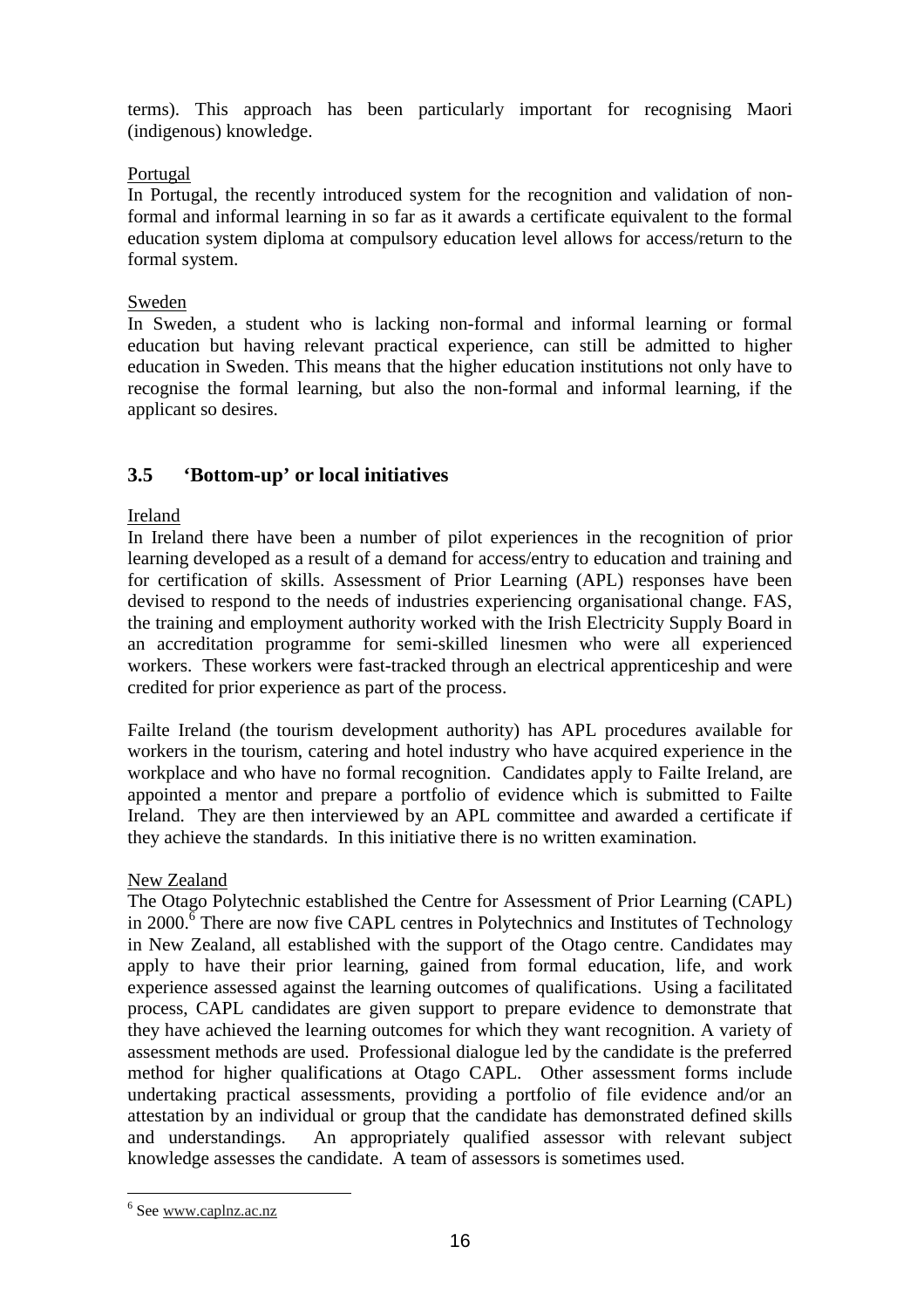terms). This approach has been particularly important for recognising Maori (indigenous) knowledge.

Portugal

In Portugal, the recently introduced system for the recognition and validation of non-formal and informal learning in so far as it awards a certificate equivalent to the formal education system diploma at compulsory education level allows for access/return to the formal system.

Sweden

In Sweden, a student who is lacking non-formal and informal learning or formal education but having relevant practical experience, can still be admitted to higher education in Sweden. This means that the higher education institutions not only have to recognise the formal learning, but also the non-formal and informal learning, if the applicant so desires.

## 3.5 'Bottom-up' or local initiatives

Ireland

In Ireland there have been a number of pilot experiences in the recognition of prior learning developed as a result of a demand for access/entry to education and training and for certification of skills. Assessment of Prior Learning (APL) responses have been devised to respond to the needs of industries experiencing organisational change. FAS, the training and employment authority worked with the Irish Electricity Supply Board in an accreditation programme for semi-skilled linesmen who were all experienced workers. These workers were fast-tracked through an electrical apprenticeship and were credited for prior experience as part of the process.

Failte Ireland (the tourism development authority) has APL procedures available for workers in the tourism, catering and hotel industry who have acquired experience in the workplace and who have no formal recognition. Candidates apply to Failte Ireland, are appointed a mentor and prepare a portfolio of evidence which is submitted to Failte Ireland. They are then interviewed by an APL committee and awarded a certificate if they achieve the standards. In this initiative there is no written examination.

New Zealand

The Otago Polytechnic established the Centre for Assessment of Prior Learning (CAPL) in 2000.[6] There are now five CAPL centres in Polytechnics and Institutes of Technology in New Zealand, all established with the support of the Otago centre. Candidates may apply to have their prior learning, gained from formal education, life, and work experience assessed against the learning outcomes of qualifications. Using a facilitated process, CAPL candidates are given support to prepare evidence to demonstrate that they have achieved the learning outcomes for which they want recognition. A variety of assessment methods are used. Professional dialogue led by the candidate is the preferred method for higher qualifications at Otago CAPL. Other assessment forms include undertaking practical assessments, providing a portfolio of file evidence and/or an attestation by an individual or group that the candidate has demonstrated defined skills and understandings. An appropriately qualified assessor with relevant subject knowledge assesses the candidate. A team of assessors is sometimes used.

---

[6] See www.caplnz.ac.nz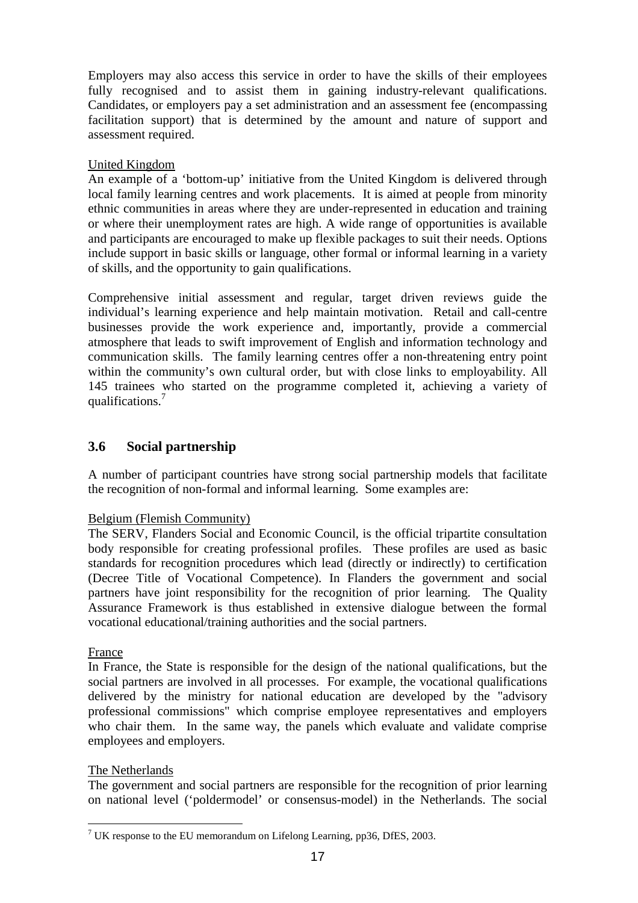Employers may also access this service in order to have the skills of their employees fully recognised and to assist them in gaining industry-relevant qualifications. Candidates, or employers pay a set administration and an assessment fee (encompassing facilitation support) that is determined by the amount and nature of support and assessment required.

United Kingdom

An example of a 'bottom-up' initiative from the United Kingdom is delivered through local family learning centres and work placements. It is aimed at people from minority ethnic communities in areas where they are under-represented in education and training or where their unemployment rates are high. A wide range of opportunities is available and participants are encouraged to make up flexible packages to suit their needs. Options include support in basic skills or language, other formal or informal learning in a variety of skills, and the opportunity to gain qualifications.

Comprehensive initial assessment and regular, target driven reviews guide the individual's learning experience and help maintain motivation. Retail and call-centre businesses provide the work experience and, importantly, provide a commercial atmosphere that leads to swift improvement of English and information technology and communication skills. The family learning centres offer a non-threatening entry point within the community's own cultural order, but with close links to employability. All 145 trainees who started on the programme completed it, achieving a variety of qualifications.[7]

## 3.6 Social partnership

A number of participant countries have strong social partnership models that facilitate the recognition of non-formal and informal learning. Some examples are:

Belgium (Flemish Community)

The SERV, Flanders Social and Economic Council, is the official tripartite consultation body responsible for creating professional profiles. These profiles are used as basic standards for recognition procedures which lead (directly or indirectly) to certification (Decree Title of Vocational Competence). In Flanders the government and social partners have joint responsibility for the recognition of prior learning. The Quality Assurance Framework is thus established in extensive dialogue between the formal vocational educational/training authorities and the social partners.

France

In France, the State is responsible for the design of the national qualifications, but the social partners are involved in all processes. For example, the vocational qualifications delivered by the ministry for national education are developed by the "advisory professional commissions" which comprise employee representatives and employers who chair them. In the same way, the panels which evaluate and validate comprise employees and employers.

The Netherlands

The government and social partners are responsible for the recognition of prior learning on national level ('poldermodel' or consensus-model) in the Netherlands. The social

[7] UK response to the EU memorandum on Lifelong Learning, pp36, DfES, 2003.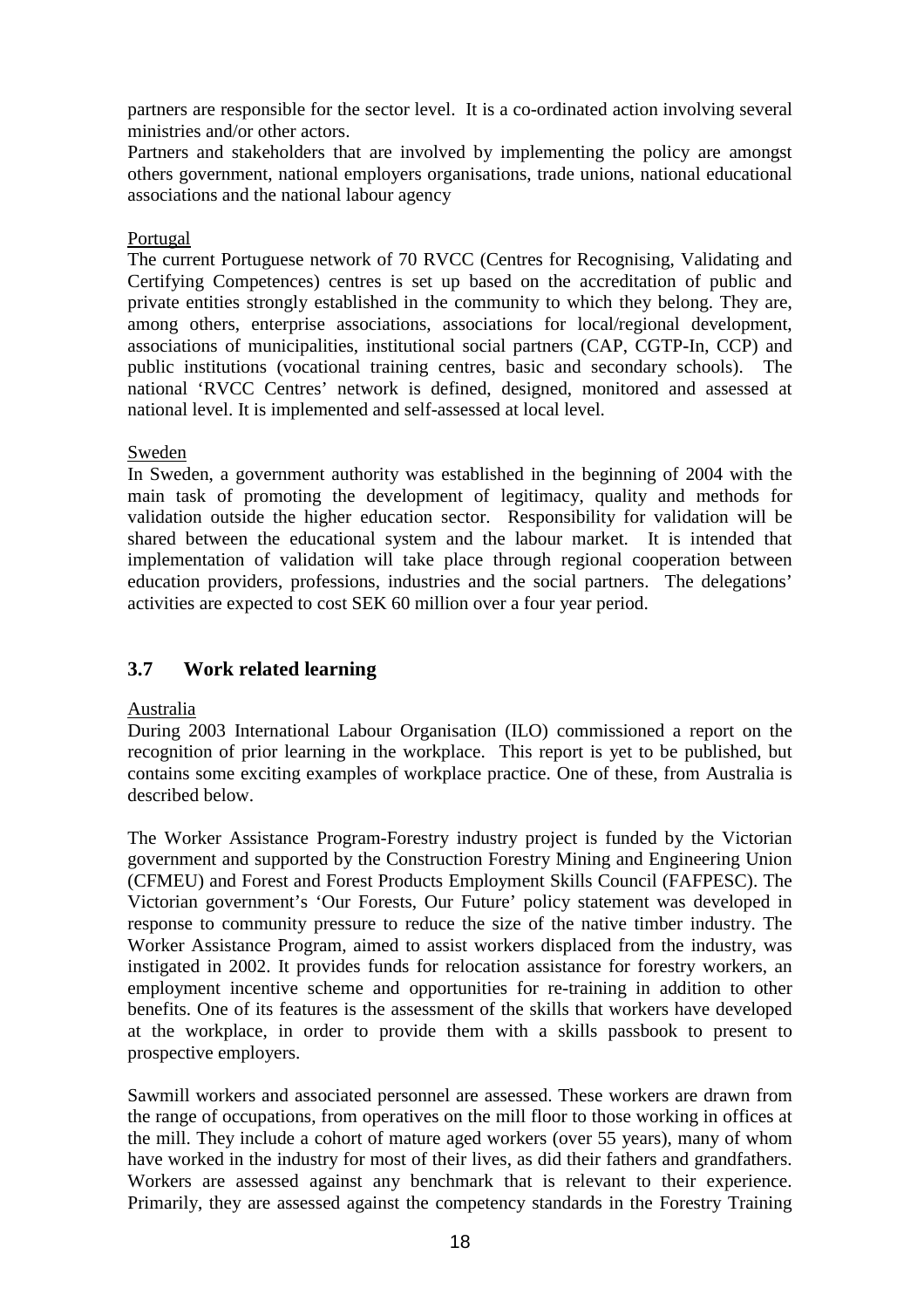partners are responsible for the sector level. It is a co-ordinated action involving several ministries and/or other actors.

Partners and stakeholders that are involved by implementing the policy are amongst others government, national employers organisations, trade unions, national educational associations and the national labour agency

Portugal

The current Portuguese network of 70 RVCC (Centres for Recognising, Validating and Certifying Competences) centres is set up based on the accreditation of public and private entities strongly established in the community to which they belong. They are, among others, enterprise associations, associations for local/regional development, associations of municipalities, institutional social partners (CAP, CGTP-In, CCP) and public institutions (vocational training centres, basic and secondary schools). The national 'RVCC Centres' network is defined, designed, monitored and assessed at national level. It is implemented and self-assessed at local level.

Sweden

In Sweden, a government authority was established in the beginning of 2004 with the main task of promoting the development of legitimacy, quality and methods for validation outside the higher education sector. Responsibility for validation will be shared between the educational system and the labour market. It is intended that implementation of validation will take place through regional cooperation between education providers, professions, industries and the social partners. The delegations' activities are expected to cost SEK 60 million over a four year period.

## 3.7 Work related learning

Australia

During 2003 International Labour Organisation (ILO) commissioned a report on the recognition of prior learning in the workplace. This report is yet to be published, but contains some exciting examples of workplace practice. One of these, from Australia is described below.

The Worker Assistance Program-Forestry industry project is funded by the Victorian government and supported by the Construction Forestry Mining and Engineering Union (CFMEU) and Forest and Forest Products Employment Skills Council (FAFPESC). The Victorian government's 'Our Forests, Our Future' policy statement was developed in response to community pressure to reduce the size of the native timber industry. The Worker Assistance Program, aimed to assist workers displaced from the industry, was instigated in 2002. It provides funds for relocation assistance for forestry workers, an employment incentive scheme and opportunities for re-training in addition to other benefits. One of its features is the assessment of the skills that workers have developed at the workplace, in order to provide them with a skills passbook to present to prospective employers.

Sawmill workers and associated personnel are assessed. These workers are drawn from the range of occupations, from operatives on the mill floor to those working in offices at the mill. They include a cohort of mature aged workers (over 55 years), many of whom have worked in the industry for most of their lives, as did their fathers and grandfathers. Workers are assessed against any benchmark that is relevant to their experience. Primarily, they are assessed against the competency standards in the Forestry Training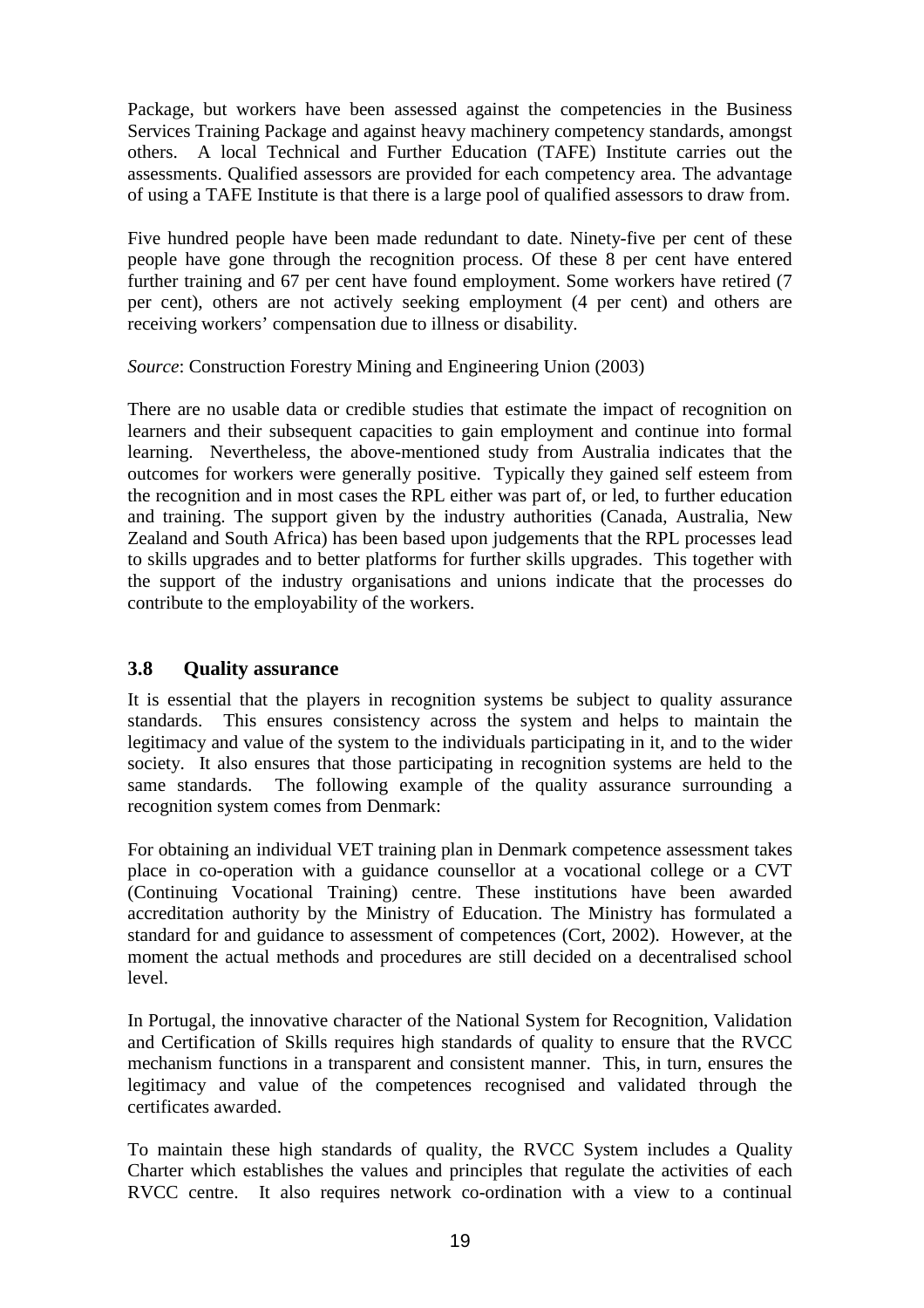Package, but workers have been assessed against the competencies in the Business Services Training Package and against heavy machinery competency standards, amongst others. A local Technical and Further Education (TAFE) Institute carries out the assessments. Qualified assessors are provided for each competency area. The advantage of using a TAFE Institute is that there is a large pool of qualified assessors to draw from.

Five hundred people have been made redundant to date. Ninety-five per cent of these people have gone through the recognition process. Of these 8 per cent have entered further training and 67 per cent have found employment. Some workers have retired (7 per cent), others are not actively seeking employment (4 per cent) and others are receiving workers' compensation due to illness or disability.

*Source*: Construction Forestry Mining and Engineering Union (2003)

There are no usable data or credible studies that estimate the impact of recognition on learners and their subsequent capacities to gain employment and continue into formal learning. Nevertheless, the above-mentioned study from Australia indicates that the outcomes for workers were generally positive. Typically they gained self esteem from the recognition and in most cases the RPL either was part of, or led, to further education and training. The support given by the industry authorities (Canada, Australia, New Zealand and South Africa) has been based upon judgements that the RPL processes lead to skills upgrades and to better platforms for further skills upgrades. This together with the support of the industry organisations and unions indicate that the processes do contribute to the employability of the workers.

## 3.8 Quality assurance

It is essential that the players in recognition systems be subject to quality assurance standards. This ensures consistency across the system and helps to maintain the legitimacy and value of the system to the individuals participating in it, and to the wider society. It also ensures that those participating in recognition systems are held to the same standards. The following example of the quality assurance surrounding a recognition system comes from Denmark:

For obtaining an individual VET training plan in Denmark competence assessment takes place in co-operation with a guidance counsellor at a vocational college or a CVT (Continuing Vocational Training) centre. These institutions have been awarded accreditation authority by the Ministry of Education. The Ministry has formulated a standard for and guidance to assessment of competences (Cort, 2002). However, at the moment the actual methods and procedures are still decided on a decentralised school level.

In Portugal, the innovative character of the National System for Recognition, Validation and Certification of Skills requires high standards of quality to ensure that the RVCC mechanism functions in a transparent and consistent manner. This, in turn, ensures the legitimacy and value of the competences recognised and validated through the certificates awarded.

To maintain these high standards of quality, the RVCC System includes a Quality Charter which establishes the values and principles that regulate the activities of each RVCC centre. It also requires network co-ordination with a view to a continual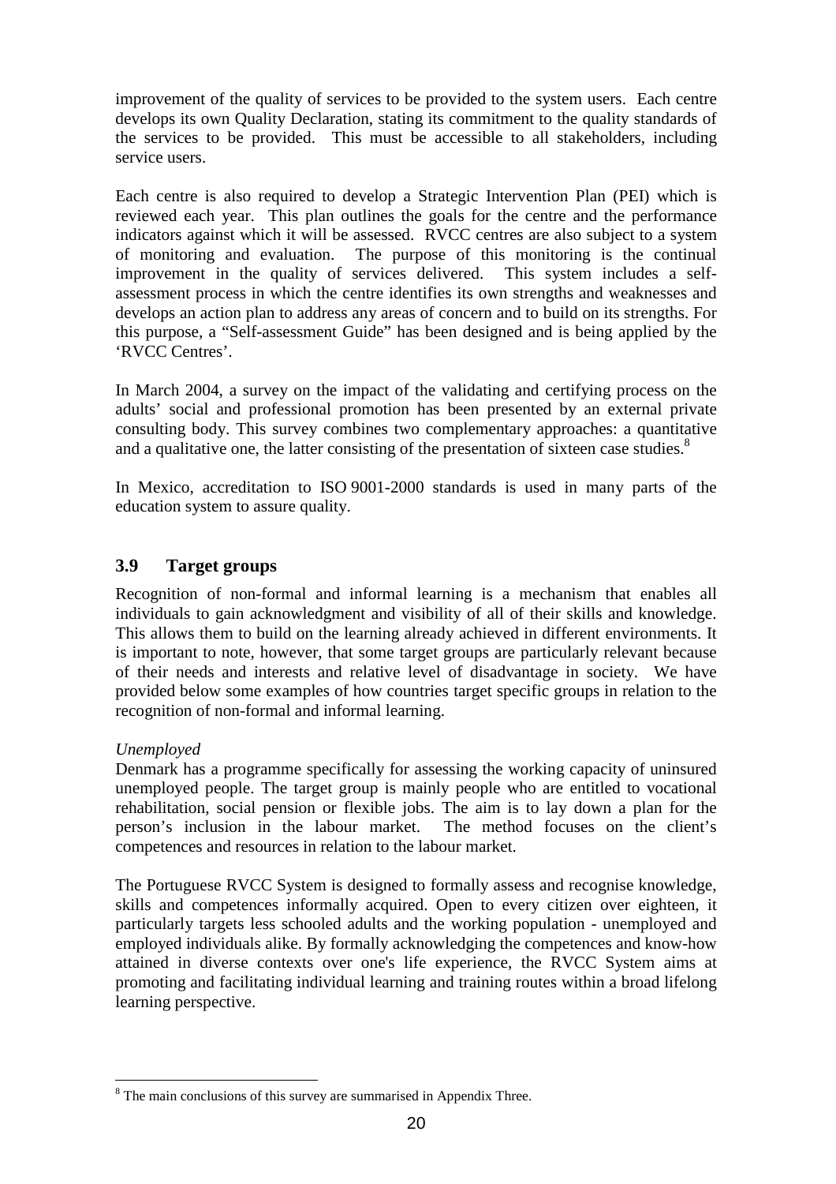improvement of the quality of services to be provided to the system users. Each centre develops its own Quality Declaration, stating its commitment to the quality standards of the services to be provided. This must be accessible to all stakeholders, including service users.

Each centre is also required to develop a Strategic Intervention Plan (PEI) which is reviewed each year. This plan outlines the goals for the centre and the performance indicators against which it will be assessed. RVCC centres are also subject to a system of monitoring and evaluation. The purpose of this monitoring is the continual improvement in the quality of services delivered. This system includes a self-assessment process in which the centre identifies its own strengths and weaknesses and develops an action plan to address any areas of concern and to build on its strengths. For this purpose, a "Self-assessment Guide" has been designed and is being applied by the 'RVCC Centres'.

In March 2004, a survey on the impact of the validating and certifying process on the adults' social and professional promotion has been presented by an external private consulting body. This survey combines two complementary approaches: a quantitative and a qualitative one, the latter consisting of the presentation of sixteen case studies.[8]

In Mexico, accreditation to ISO 9001-2000 standards is used in many parts of the education system to assure quality.

## 3.9 Target groups

Recognition of non-formal and informal learning is a mechanism that enables all individuals to gain acknowledgment and visibility of all of their skills and knowledge. This allows them to build on the learning already achieved in different environments. It is important to note, however, that some target groups are particularly relevant because of their needs and interests and relative level of disadvantage in society. We have provided below some examples of how countries target specific groups in relation to the recognition of non-formal and informal learning.

*Unemployed*

Denmark has a programme specifically for assessing the working capacity of uninsured unemployed people. The target group is mainly people who are entitled to vocational rehabilitation, social pension or flexible jobs. The aim is to lay down a plan for the person's inclusion in the labour market. The method focuses on the client's competences and resources in relation to the labour market.

The Portuguese RVCC System is designed to formally assess and recognise knowledge, skills and competences informally acquired. Open to every citizen over eighteen, it particularly targets less schooled adults and the working population - unemployed and employed individuals alike. By formally acknowledging the competences and know-how attained in diverse contexts over one's life experience, the RVCC System aims at promoting and facilitating individual learning and training routes within a broad lifelong learning perspective.

---

[8] The main conclusions of this survey are summarised in Appendix Three.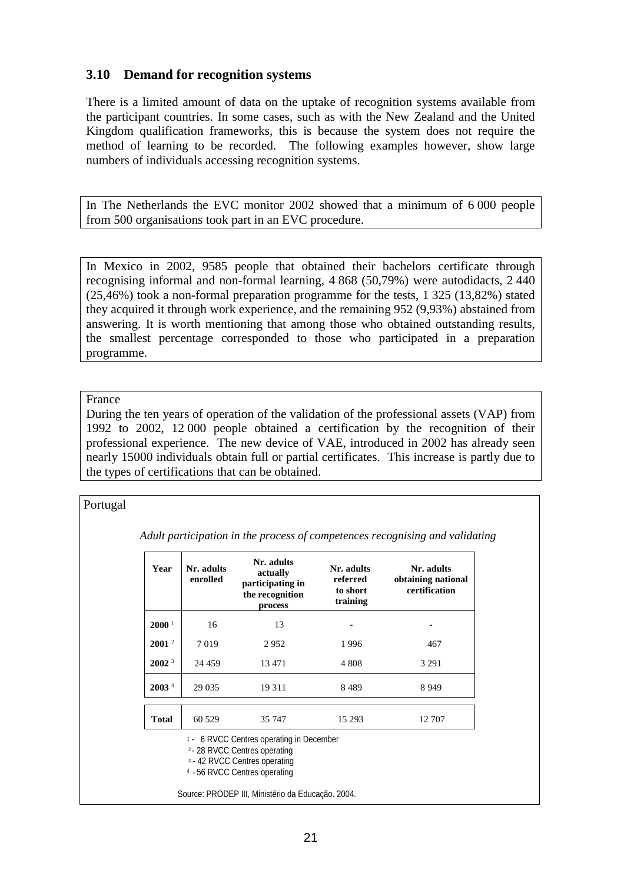## 3.10 Demand for recognition systems

There is a limited amount of data on the uptake of recognition systems available from the participant countries. In some cases, such as with the New Zealand and the United Kingdom qualification frameworks, this is because the system does not require the method of learning to be recorded. The following examples however, show large numbers of individuals accessing recognition systems.

In The Netherlands the EVC monitor 2002 showed that a minimum of 6 000 people from 500 organisations took part in an EVC procedure.

In Mexico in 2002, 9585 people that obtained their bachelors certificate through recognising informal and non-formal learning, 4 868 (50,79%) were autodidacts, 2 440 (25,46%) took a non-formal preparation programme for the tests, 1 325 (13,82%) stated they acquired it through work experience, and the remaining 952 (9,93%) abstained from answering. It is worth mentioning that among those who obtained outstanding results, the smallest percentage corresponded to those who participated in a preparation programme.

France

During the ten years of operation of the validation of the professional assets (VAP) from 1992 to 2002, 12 000 people obtained a certification by the recognition of their professional experience. The new device of VAE, introduced in 2002 has already seen nearly 15000 individuals obtain full or partial certificates. This increase is partly due to the types of certifications that can be obtained.

Portugal

*Adult participation in the process of competences recognising and validating*

| Year | Nr. adults enrolled | Nr. adults actually participating in the recognition process | Nr. adults referred to short training | Nr. adults obtaining national certification |
|---|---|---|---|---|
| **2000** [1] | 16 | 13 | - | - |
| **2001** [2] | 7 019 | 2 952 | 1 996 | 467 |
| **2002** [3] | 24 459 | 13 471 | 4 808 | 3 291 |
| **2003** [4] | 29 035 | 19 311 | 8 489 | 8 949 |
| **Total** | 60 529 | 35 747 | 15 293 | 12 707 |

[1] - 6 RVCC Centres operating in December
[2] - 28 RVCC Centres operating
[3] - 42 RVCC Centres operating
[4] - 56 RVCC Centres operating

Source: PRODEP III, Ministério da Educação. 2004.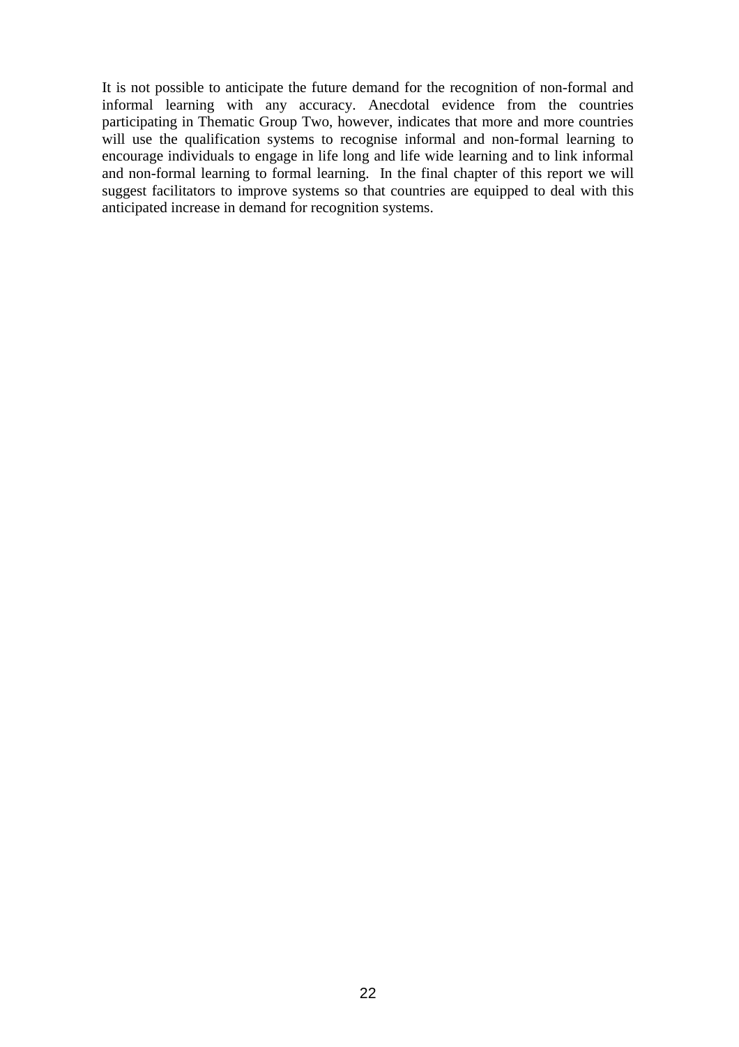It is not possible to anticipate the future demand for the recognition of non-formal and informal learning with any accuracy. Anecdotal evidence from the countries participating in Thematic Group Two, however, indicates that more and more countries will use the qualification systems to recognise informal and non-formal learning to encourage individuals to engage in life long and life wide learning and to link informal and non-formal learning to formal learning. In the final chapter of this report we will suggest facilitators to improve systems so that countries are equipped to deal with this anticipated increase in demand for recognition systems.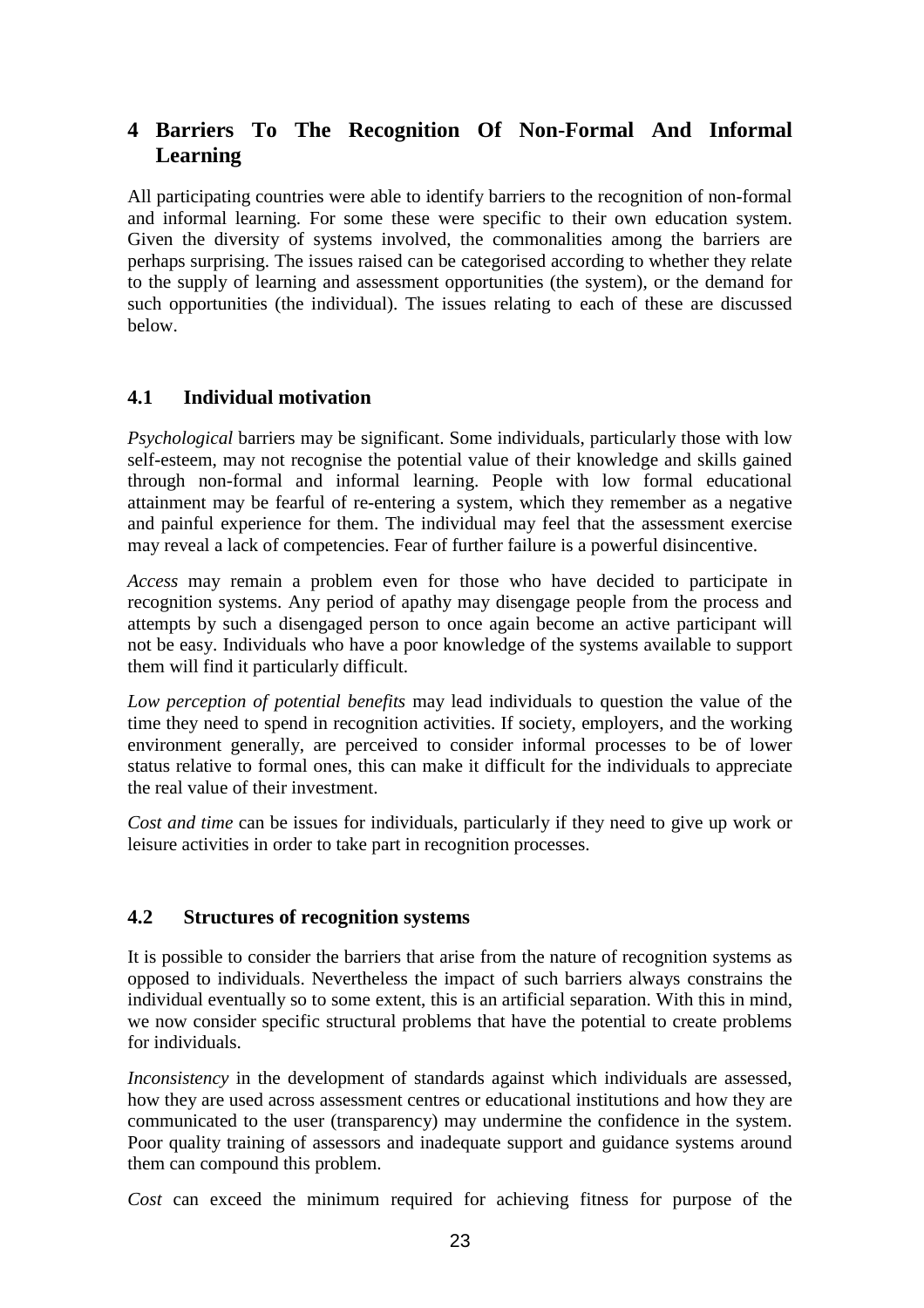# 4 Barriers To The Recognition Of Non-Formal And Informal Learning

All participating countries were able to identify barriers to the recognition of non-formal and informal learning. For some these were specific to their own education system. Given the diversity of systems involved, the commonalities among the barriers are perhaps surprising. The issues raised can be categorised according to whether they relate to the supply of learning and assessment opportunities (the system), or the demand for such opportunities (the individual). The issues relating to each of these are discussed below.

## 4.1 Individual motivation

*Psychological* barriers may be significant. Some individuals, particularly those with low self-esteem, may not recognise the potential value of their knowledge and skills gained through non-formal and informal learning. People with low formal educational attainment may be fearful of re-entering a system, which they remember as a negative and painful experience for them. The individual may feel that the assessment exercise may reveal a lack of competencies. Fear of further failure is a powerful disincentive.

*Access* may remain a problem even for those who have decided to participate in recognition systems. Any period of apathy may disengage people from the process and attempts by such a disengaged person to once again become an active participant will not be easy. Individuals who have a poor knowledge of the systems available to support them will find it particularly difficult.

*Low perception of potential benefits* may lead individuals to question the value of the time they need to spend in recognition activities. If society, employers, and the working environment generally, are perceived to consider informal processes to be of lower status relative to formal ones, this can make it difficult for the individuals to appreciate the real value of their investment.

*Cost and time* can be issues for individuals, particularly if they need to give up work or leisure activities in order to take part in recognition processes.

## 4.2 Structures of recognition systems

It is possible to consider the barriers that arise from the nature of recognition systems as opposed to individuals. Nevertheless the impact of such barriers always constrains the individual eventually so to some extent, this is an artificial separation. With this in mind, we now consider specific structural problems that have the potential to create problems for individuals.

*Inconsistency* in the development of standards against which individuals are assessed, how they are used across assessment centres or educational institutions and how they are communicated to the user (transparency) may undermine the confidence in the system. Poor quality training of assessors and inadequate support and guidance systems around them can compound this problem.

*Cost* can exceed the minimum required for achieving fitness for purpose of the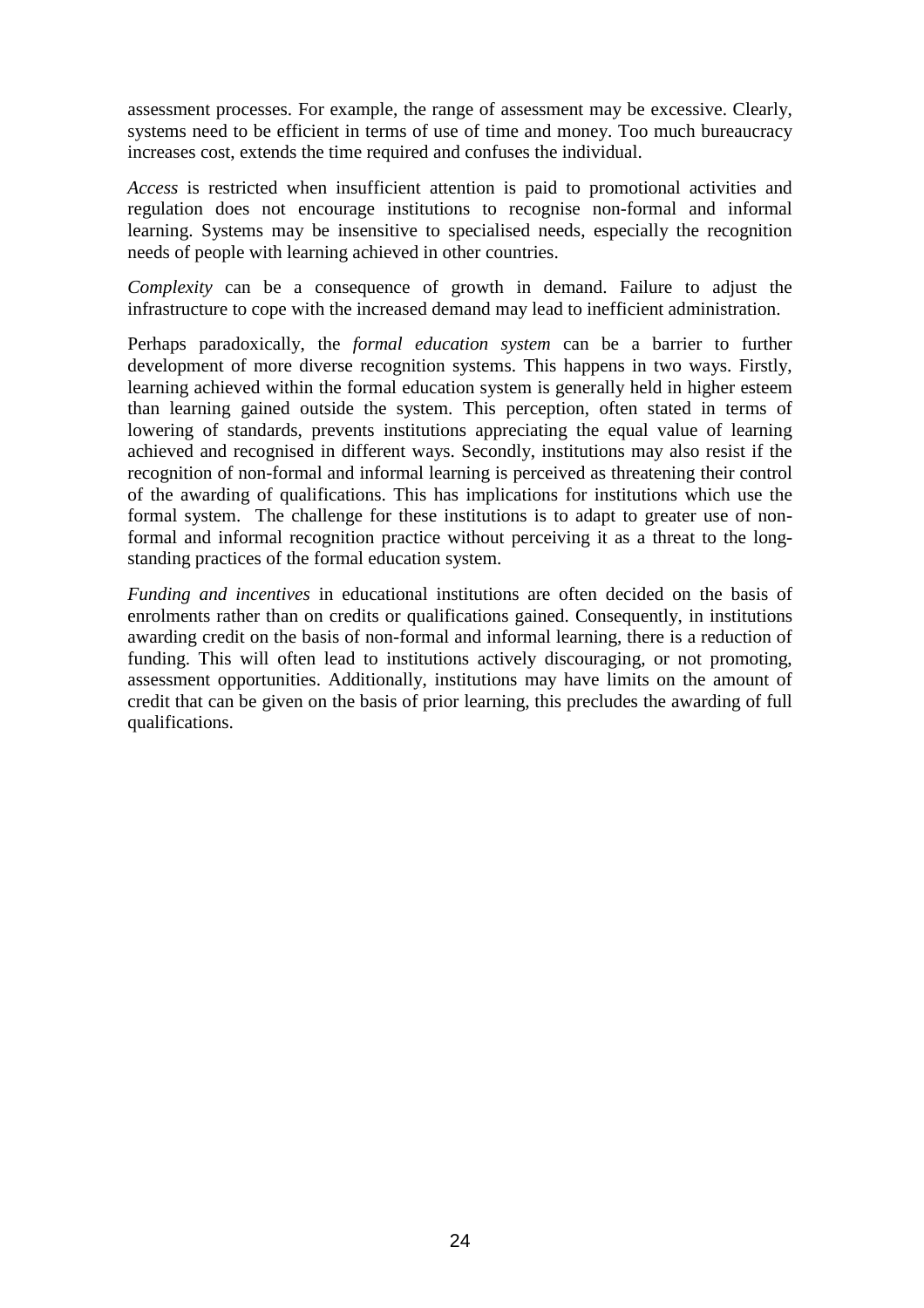assessment processes. For example, the range of assessment may be excessive. Clearly, systems need to be efficient in terms of use of time and money. Too much bureaucracy increases cost, extends the time required and confuses the individual.

*Access* is restricted when insufficient attention is paid to promotional activities and regulation does not encourage institutions to recognise non-formal and informal learning. Systems may be insensitive to specialised needs, especially the recognition needs of people with learning achieved in other countries.

*Complexity* can be a consequence of growth in demand. Failure to adjust the infrastructure to cope with the increased demand may lead to inefficient administration.

Perhaps paradoxically, the *formal education system* can be a barrier to further development of more diverse recognition systems. This happens in two ways. Firstly, learning achieved within the formal education system is generally held in higher esteem than learning gained outside the system. This perception, often stated in terms of lowering of standards, prevents institutions appreciating the equal value of learning achieved and recognised in different ways. Secondly, institutions may also resist if the recognition of non-formal and informal learning is perceived as threatening their control of the awarding of qualifications. This has implications for institutions which use the formal system. The challenge for these institutions is to adapt to greater use of non-formal and informal recognition practice without perceiving it as a threat to the long-standing practices of the formal education system.

*Funding and incentives* in educational institutions are often decided on the basis of enrolments rather than on credits or qualifications gained. Consequently, in institutions awarding credit on the basis of non-formal and informal learning, there is a reduction of funding. This will often lead to institutions actively discouraging, or not promoting, assessment opportunities. Additionally, institutions may have limits on the amount of credit that can be given on the basis of prior learning, this precludes the awarding of full qualifications.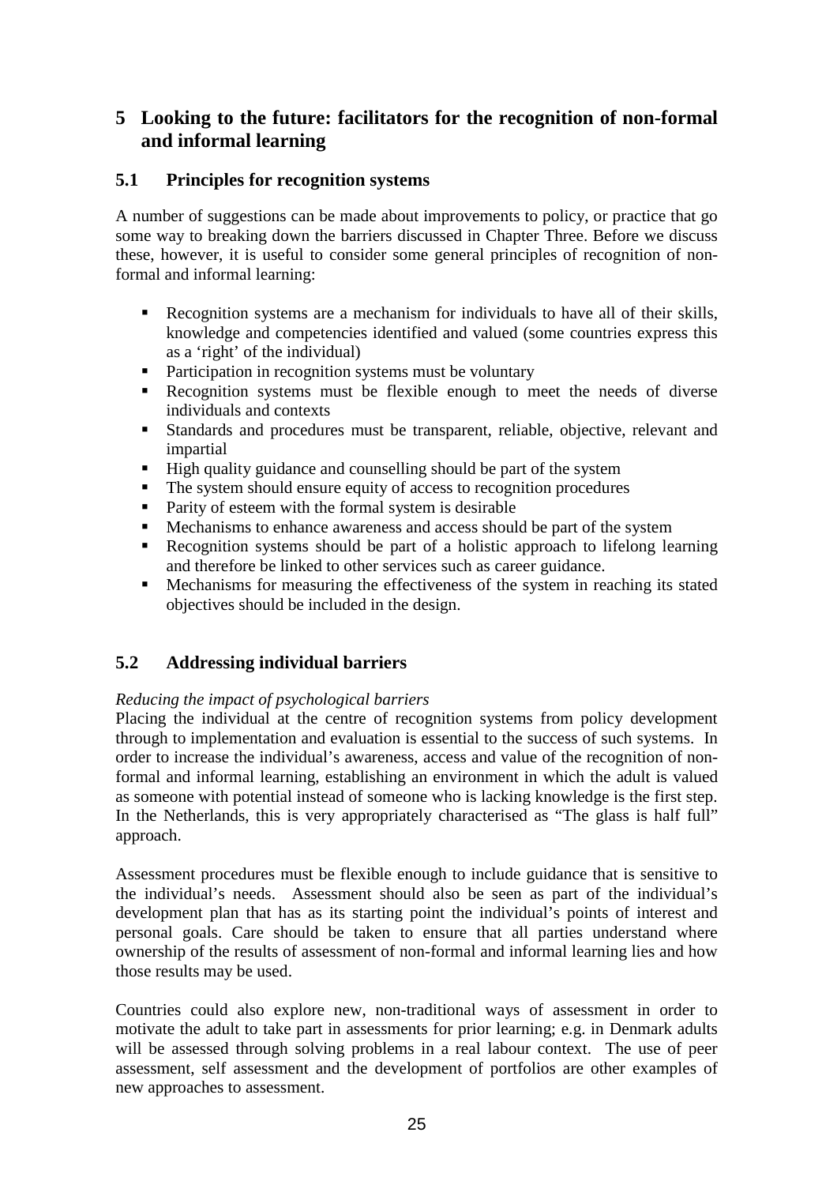# 5 Looking to the future: facilitators for the recognition of non-formal and informal learning

## 5.1 Principles for recognition systems

A number of suggestions can be made about improvements to policy, or practice that go some way to breaking down the barriers discussed in Chapter Three. Before we discuss these, however, it is useful to consider some general principles of recognition of non-formal and informal learning:

- Recognition systems are a mechanism for individuals to have all of their skills, knowledge and competencies identified and valued (some countries express this as a 'right' of the individual)
- Participation in recognition systems must be voluntary
- Recognition systems must be flexible enough to meet the needs of diverse individuals and contexts
- Standards and procedures must be transparent, reliable, objective, relevant and impartial
- High quality guidance and counselling should be part of the system
- The system should ensure equity of access to recognition procedures
- Parity of esteem with the formal system is desirable
- Mechanisms to enhance awareness and access should be part of the system
- Recognition systems should be part of a holistic approach to lifelong learning and therefore be linked to other services such as career guidance.
- Mechanisms for measuring the effectiveness of the system in reaching its stated objectives should be included in the design.

## 5.2 Addressing individual barriers

*Reducing the impact of psychological barriers*

Placing the individual at the centre of recognition systems from policy development through to implementation and evaluation is essential to the success of such systems. In order to increase the individual's awareness, access and value of the recognition of non-formal and informal learning, establishing an environment in which the adult is valued as someone with potential instead of someone who is lacking knowledge is the first step. In the Netherlands, this is very appropriately characterised as "The glass is half full" approach.

Assessment procedures must be flexible enough to include guidance that is sensitive to the individual's needs. Assessment should also be seen as part of the individual's development plan that has as its starting point the individual's points of interest and personal goals. Care should be taken to ensure that all parties understand where ownership of the results of assessment of non-formal and informal learning lies and how those results may be used.

Countries could also explore new, non-traditional ways of assessment in order to motivate the adult to take part in assessments for prior learning; e.g. in Denmark adults will be assessed through solving problems in a real labour context. The use of peer assessment, self assessment and the development of portfolios are other examples of new approaches to assessment.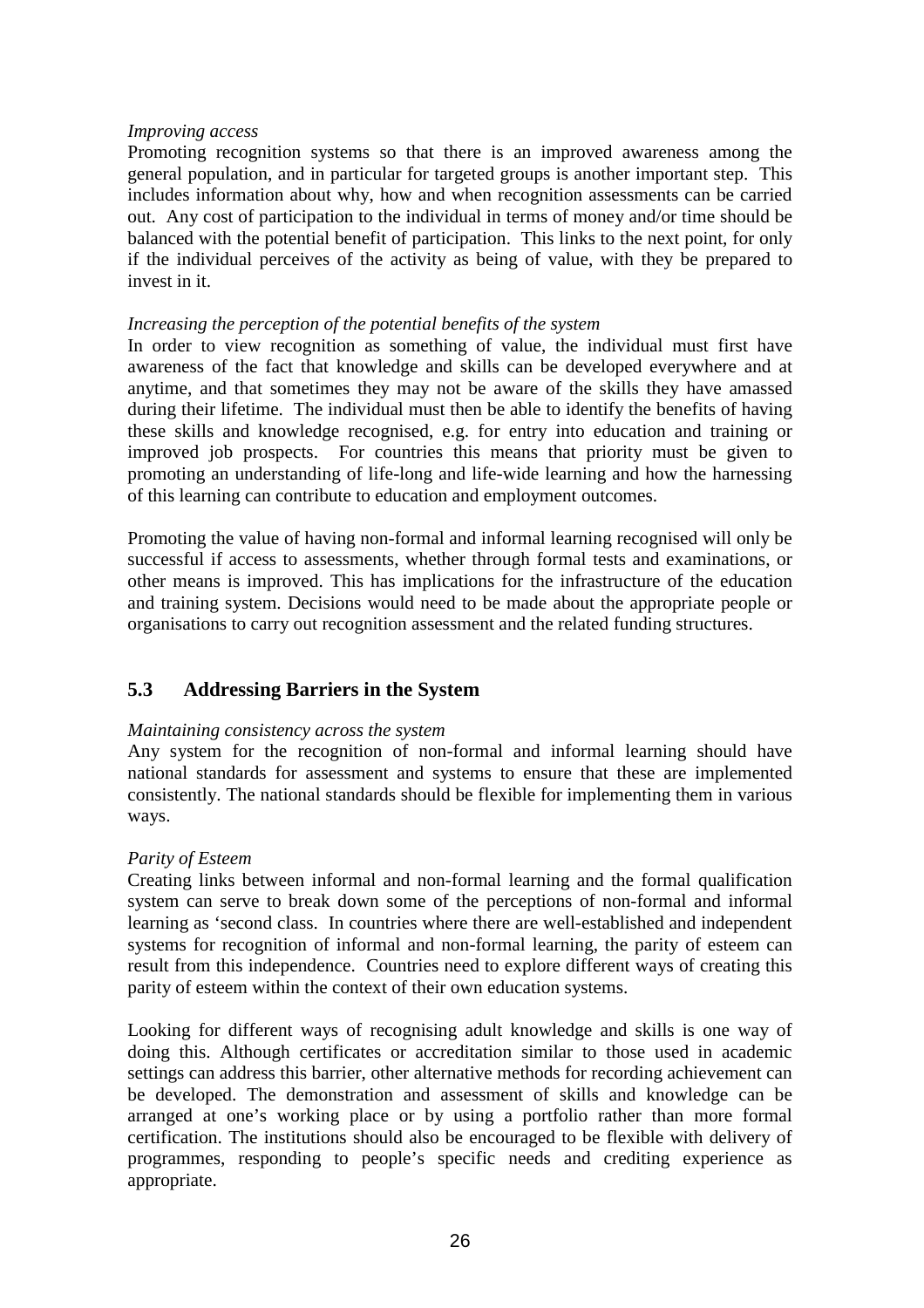*Improving access*

Promoting recognition systems so that there is an improved awareness among the general population, and in particular for targeted groups is another important step. This includes information about why, how and when recognition assessments can be carried out. Any cost of participation to the individual in terms of money and/or time should be balanced with the potential benefit of participation. This links to the next point, for only if the individual perceives of the activity as being of value, with they be prepared to invest in it.

*Increasing the perception of the potential benefits of the system*

In order to view recognition as something of value, the individual must first have awareness of the fact that knowledge and skills can be developed everywhere and at anytime, and that sometimes they may not be aware of the skills they have amassed during their lifetime. The individual must then be able to identify the benefits of having these skills and knowledge recognised, e.g. for entry into education and training or improved job prospects. For countries this means that priority must be given to promoting an understanding of life-long and life-wide learning and how the harnessing of this learning can contribute to education and employment outcomes.

Promoting the value of having non-formal and informal learning recognised will only be successful if access to assessments, whether through formal tests and examinations, or other means is improved. This has implications for the infrastructure of the education and training system. Decisions would need to be made about the appropriate people or organisations to carry out recognition assessment and the related funding structures.

## 5.3 Addressing Barriers in the System

*Maintaining consistency across the system*

Any system for the recognition of non-formal and informal learning should have national standards for assessment and systems to ensure that these are implemented consistently. The national standards should be flexible for implementing them in various ways.

*Parity of Esteem*

Creating links between informal and non-formal learning and the formal qualification system can serve to break down some of the perceptions of non-formal and informal learning as 'second class. In countries where there are well-established and independent systems for recognition of informal and non-formal learning, the parity of esteem can result from this independence. Countries need to explore different ways of creating this parity of esteem within the context of their own education systems.

Looking for different ways of recognising adult knowledge and skills is one way of doing this. Although certificates or accreditation similar to those used in academic settings can address this barrier, other alternative methods for recording achievement can be developed. The demonstration and assessment of skills and knowledge can be arranged at one's working place or by using a portfolio rather than more formal certification. The institutions should also be encouraged to be flexible with delivery of programmes, responding to people's specific needs and crediting experience as appropriate.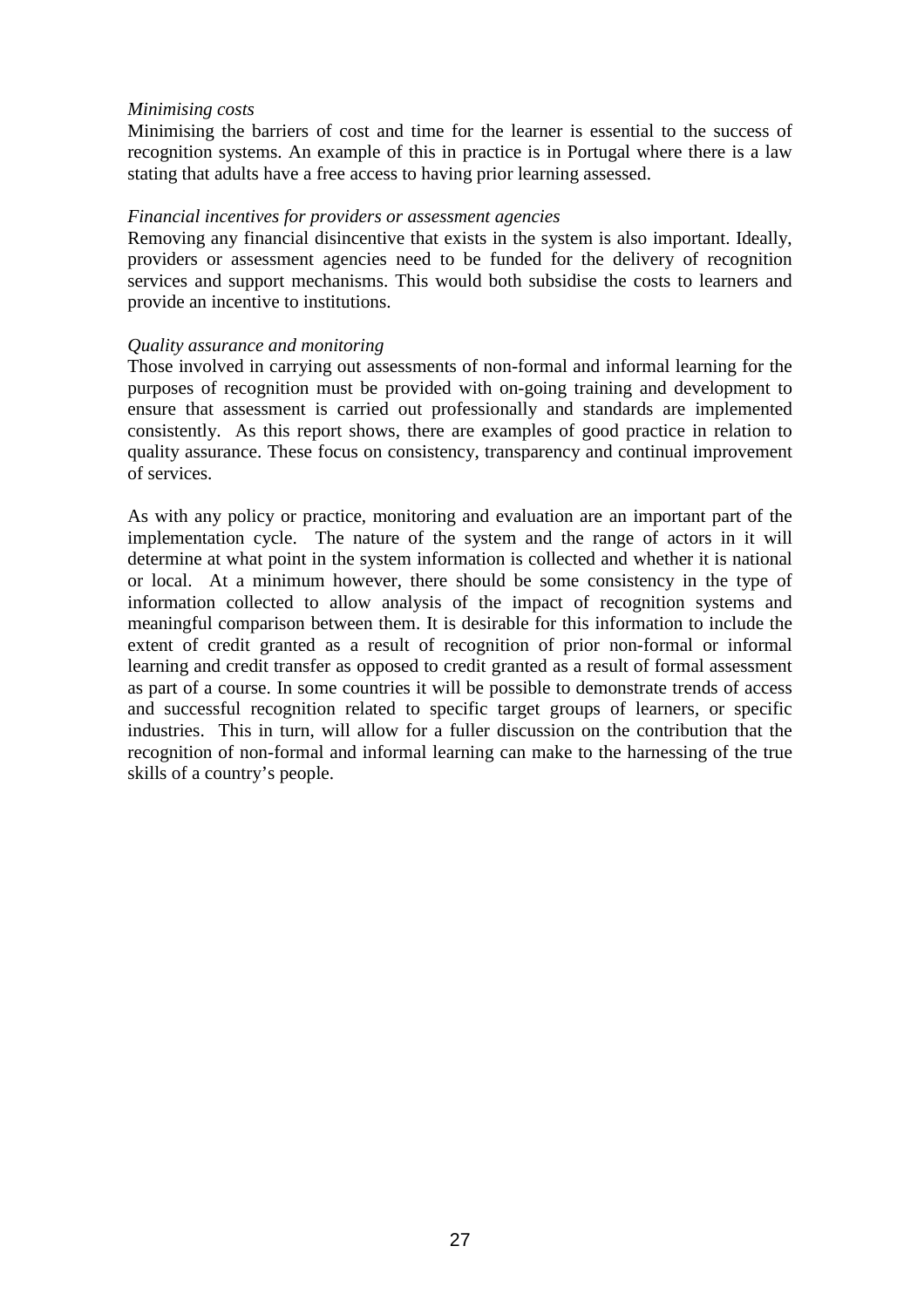*Minimising costs*

Minimising the barriers of cost and time for the learner is essential to the success of recognition systems. An example of this in practice is in Portugal where there is a law stating that adults have a free access to having prior learning assessed.

*Financial incentives for providers or assessment agencies*

Removing any financial disincentive that exists in the system is also important. Ideally, providers or assessment agencies need to be funded for the delivery of recognition services and support mechanisms. This would both subsidise the costs to learners and provide an incentive to institutions.

*Quality assurance and monitoring*

Those involved in carrying out assessments of non-formal and informal learning for the purposes of recognition must be provided with on-going training and development to ensure that assessment is carried out professionally and standards are implemented consistently. As this report shows, there are examples of good practice in relation to quality assurance. These focus on consistency, transparency and continual improvement of services.

As with any policy or practice, monitoring and evaluation are an important part of the implementation cycle. The nature of the system and the range of actors in it will determine at what point in the system information is collected and whether it is national or local. At a minimum however, there should be some consistency in the type of information collected to allow analysis of the impact of recognition systems and meaningful comparison between them. It is desirable for this information to include the extent of credit granted as a result of recognition of prior non-formal or informal learning and credit transfer as opposed to credit granted as a result of formal assessment as part of a course. In some countries it will be possible to demonstrate trends of access and successful recognition related to specific target groups of learners, or specific industries. This in turn, will allow for a fuller discussion on the contribution that the recognition of non-formal and informal learning can make to the harnessing of the true skills of a country's people.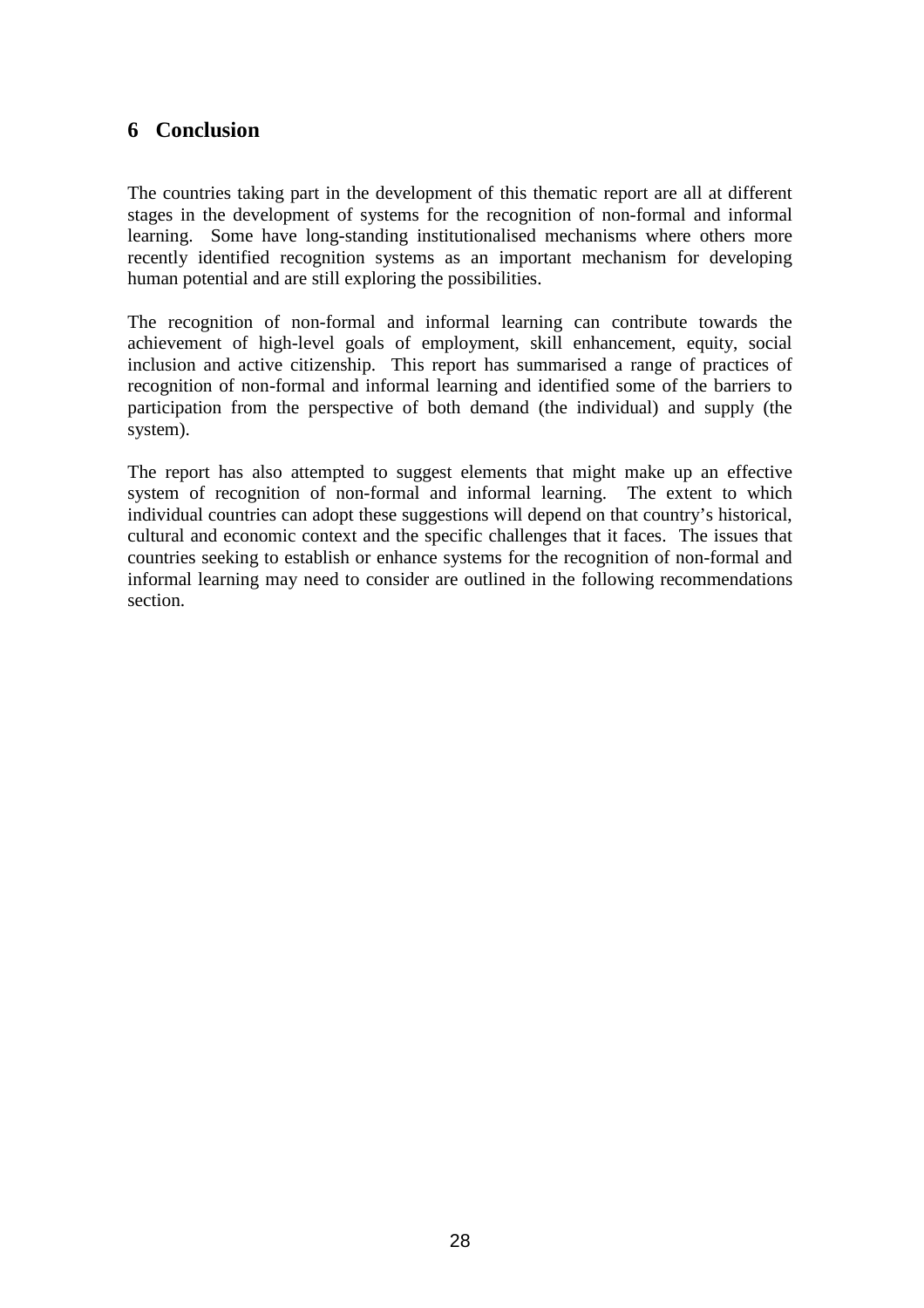# 6 Conclusion

The countries taking part in the development of this thematic report are all at different stages in the development of systems for the recognition of non-formal and informal learning. Some have long-standing institutionalised mechanisms where others more recently identified recognition systems as an important mechanism for developing human potential and are still exploring the possibilities.

The recognition of non-formal and informal learning can contribute towards the achievement of high-level goals of employment, skill enhancement, equity, social inclusion and active citizenship. This report has summarised a range of practices of recognition of non-formal and informal learning and identified some of the barriers to participation from the perspective of both demand (the individual) and supply (the system).

The report has also attempted to suggest elements that might make up an effective system of recognition of non-formal and informal learning. The extent to which individual countries can adopt these suggestions will depend on that country's historical, cultural and economic context and the specific challenges that it faces. The issues that countries seeking to establish or enhance systems for the recognition of non-formal and informal learning may need to consider are outlined in the following recommendations section.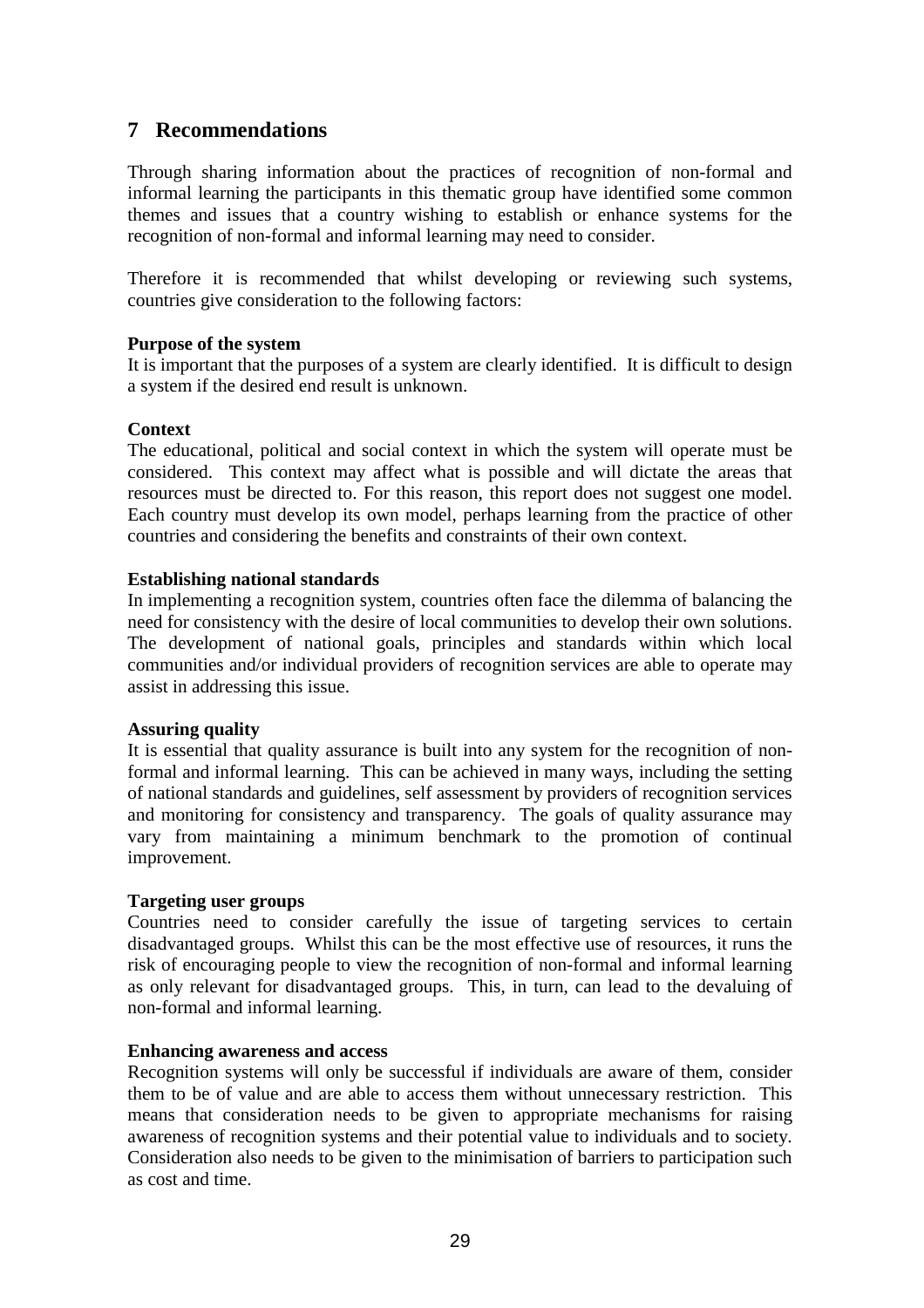## 7 Recommendations

Through sharing information about the practices of recognition of non-formal and informal learning the participants in this thematic group have identified some common themes and issues that a country wishing to establish or enhance systems for the recognition of non-formal and informal learning may need to consider.

Therefore it is recommended that whilst developing or reviewing such systems, countries give consideration to the following factors:

**Purpose of the system**
It is important that the purposes of a system are clearly identified. It is difficult to design a system if the desired end result is unknown.

**Context**
The educational, political and social context in which the system will operate must be considered. This context may affect what is possible and will dictate the areas that resources must be directed to. For this reason, this report does not suggest one model. Each country must develop its own model, perhaps learning from the practice of other countries and considering the benefits and constraints of their own context.

**Establishing national standards**
In implementing a recognition system, countries often face the dilemma of balancing the need for consistency with the desire of local communities to develop their own solutions. The development of national goals, principles and standards within which local communities and/or individual providers of recognition services are able to operate may assist in addressing this issue.

**Assuring quality**
It is essential that quality assurance is built into any system for the recognition of non-formal and informal learning. This can be achieved in many ways, including the setting of national standards and guidelines, self assessment by providers of recognition services and monitoring for consistency and transparency. The goals of quality assurance may vary from maintaining a minimum benchmark to the promotion of continual improvement.

**Targeting user groups**
Countries need to consider carefully the issue of targeting services to certain disadvantaged groups. Whilst this can be the most effective use of resources, it runs the risk of encouraging people to view the recognition of non-formal and informal learning as only relevant for disadvantaged groups. This, in turn, can lead to the devaluing of non-formal and informal learning.

**Enhancing awareness and access**
Recognition systems will only be successful if individuals are aware of them, consider them to be of value and are able to access them without unnecessary restriction. This means that consideration needs to be given to appropriate mechanisms for raising awareness of recognition systems and their potential value to individuals and to society. Consideration also needs to be given to the minimisation of barriers to participation such as cost and time.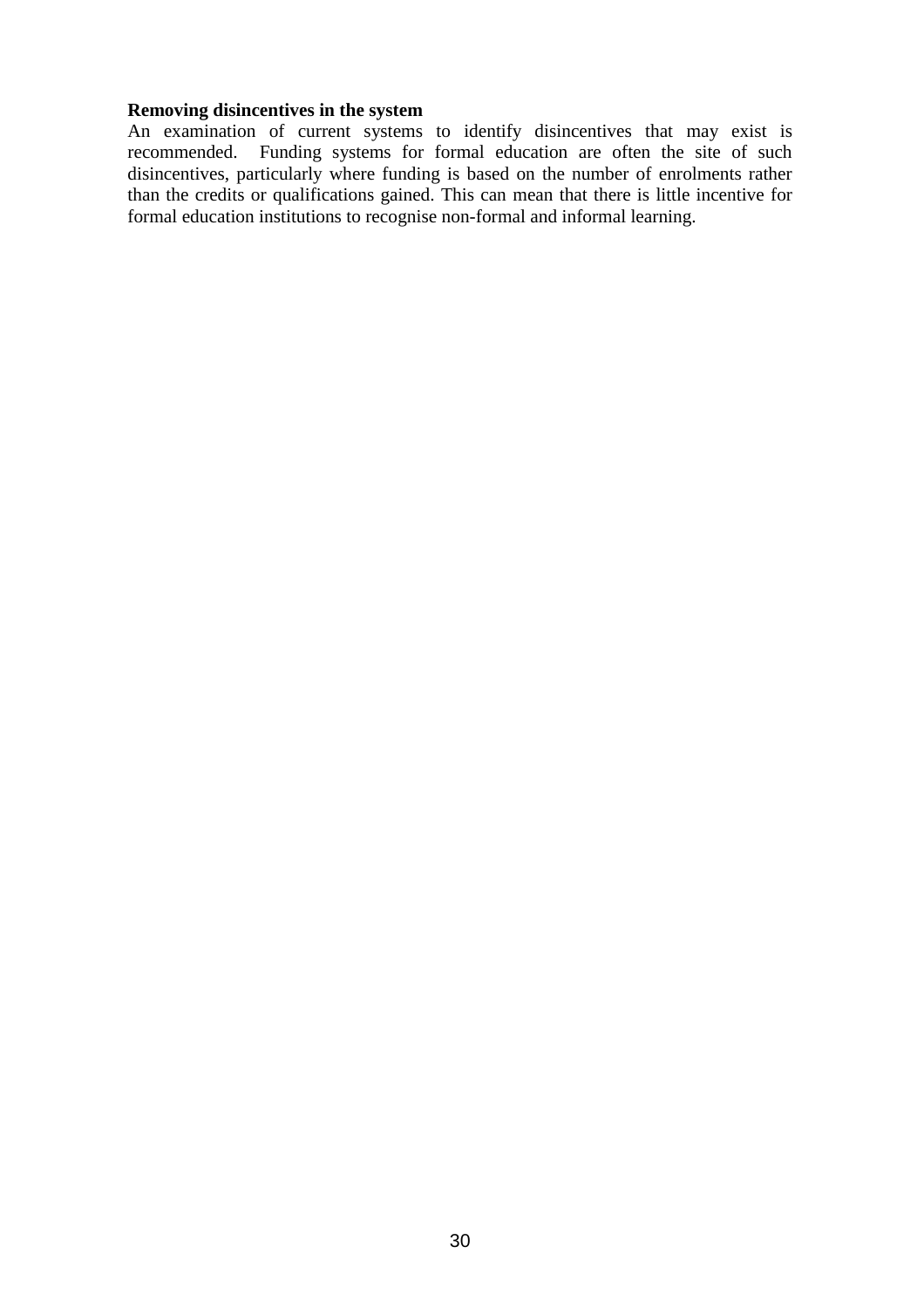**Removing disincentives in the system**

An examination of current systems to identify disincentives that may exist is recommended. Funding systems for formal education are often the site of such disincentives, particularly where funding is based on the number of enrolments rather than the credits or qualifications gained. This can mean that there is little incentive for formal education institutions to recognise non-formal and informal learning.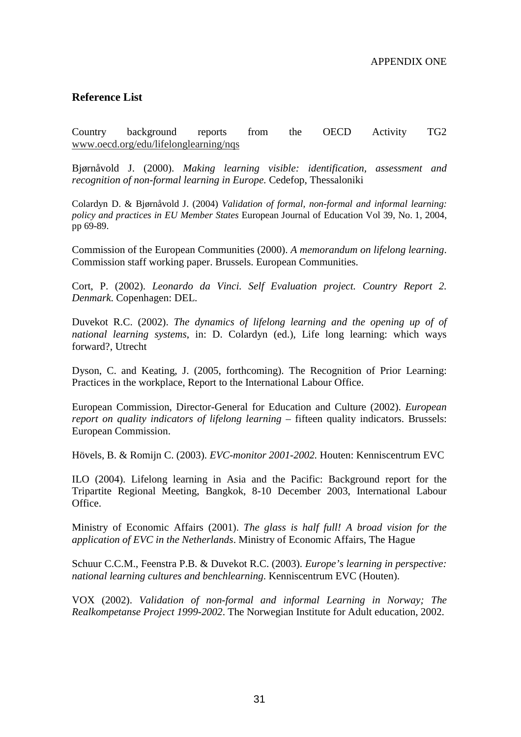APPENDIX ONE

## Reference List

Country background reports from the OECD Activity TG2 www.oecd.org/edu/lifelonglearning/nqs

Bjørnåvold J. (2000). *Making learning visible: identification, assessment and recognition of non-formal learning in Europe.* Cedefop, Thessaloniki

Colardyn D. & Bjørnåvold J. (2004) *Validation of formal, non-formal and informal learning: policy and practices in EU Member States* European Journal of Education Vol 39, No. 1, 2004, pp 69-89.

Commission of the European Communities (2000). *A memorandum on lifelong learning*. Commission staff working paper. Brussels. European Communities.

Cort, P. (2002). *Leonardo da Vinci. Self Evaluation project. Country Report 2. Denmark.* Copenhagen: DEL.

Duvekot R.C. (2002). *The dynamics of lifelong learning and the opening up of of national learning systems*, in: D. Colardyn (ed.), Life long learning: which ways forward?, Utrecht

Dyson, C. and Keating, J. (2005, forthcoming). The Recognition of Prior Learning: Practices in the workplace, Report to the International Labour Office.

European Commission, Director-General for Education and Culture (2002). *European report on quality indicators of lifelong learning* – fifteen quality indicators. Brussels: European Commission.

Hövels, B. & Romijn C. (2003). *EVC-monitor 2001-2002.* Houten: Kenniscentrum EVC

ILO (2004). Lifelong learning in Asia and the Pacific: Background report for the Tripartite Regional Meeting, Bangkok, 8-10 December 2003, International Labour Office.

Ministry of Economic Affairs (2001). *The glass is half full! A broad vision for the application of EVC in the Netherlands*. Ministry of Economic Affairs, The Hague

Schuur C.C.M., Feenstra P.B. & Duvekot R.C. (2003). *Europe's learning in perspective: national learning cultures and benchlearning*. Kenniscentrum EVC (Houten).

VOX (2002). *Validation of non-formal and informal Learning in Norway; The Realkompetanse Project 1999-2002*. The Norwegian Institute for Adult education, 2002.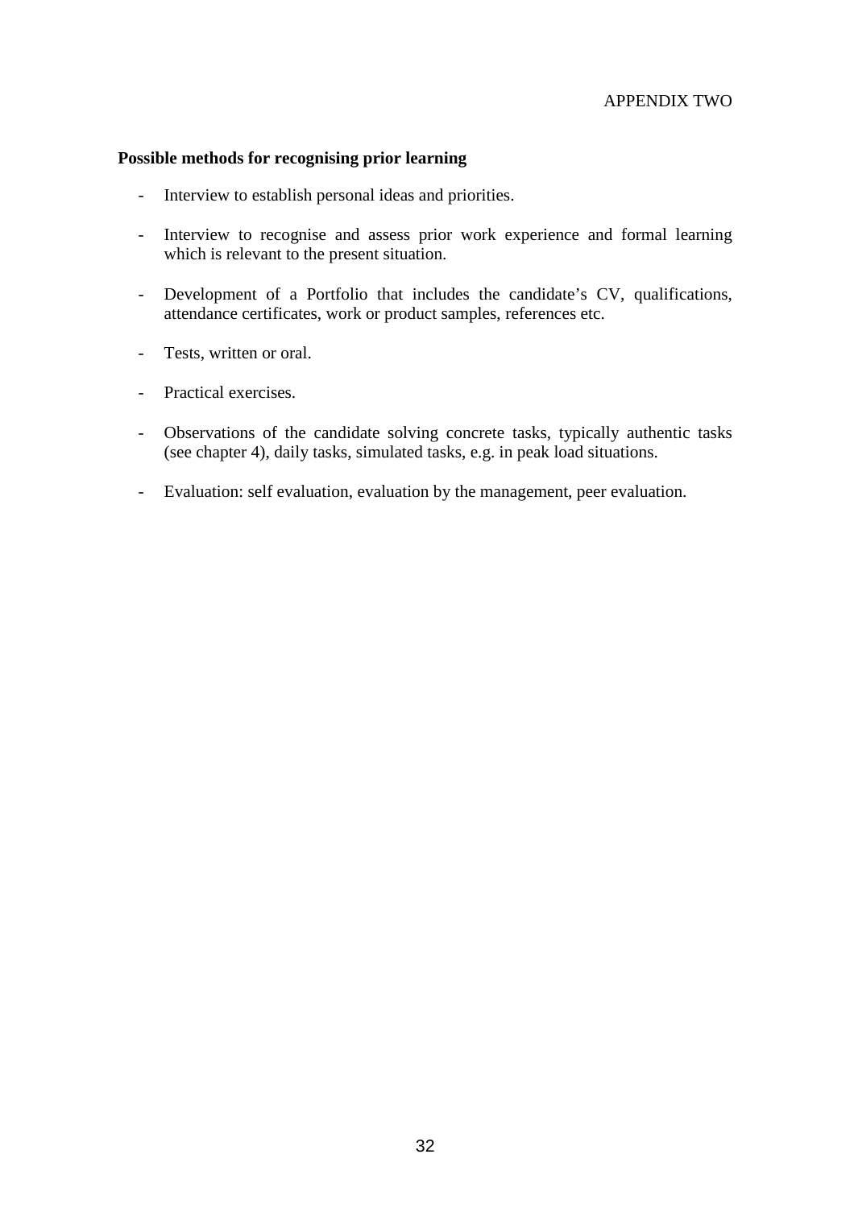APPENDIX TWO

**Possible methods for recognising prior learning**

- Interview to establish personal ideas and priorities.
- Interview to recognise and assess prior work experience and formal learning which is relevant to the present situation.
- Development of a Portfolio that includes the candidate's CV, qualifications, attendance certificates, work or product samples, references etc.
- Tests, written or oral.
- Practical exercises.
- Observations of the candidate solving concrete tasks, typically authentic tasks (see chapter 4), daily tasks, simulated tasks, e.g. in peak load situations.
- Evaluation: self evaluation, evaluation by the management, peer evaluation.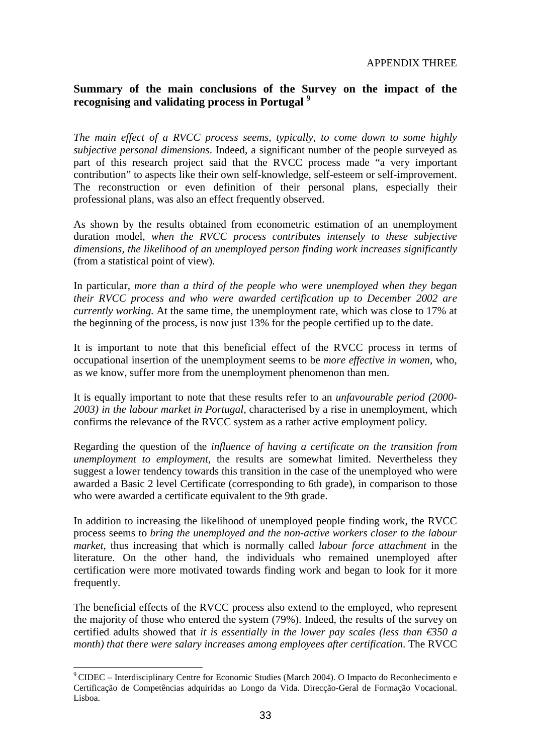APPENDIX THREE

## Summary of the main conclusions of the Survey on the impact of the recognising and validating process in Portugal [9]

*The main effect of a RVCC process seems, typically, to come down to some highly subjective personal dimensions*. Indeed, a significant number of the people surveyed as part of this research project said that the RVCC process made "a very important contribution" to aspects like their own self-knowledge, self-esteem or self-improvement. The reconstruction or even definition of their personal plans, especially their professional plans, was also an effect frequently observed.

As shown by the results obtained from econometric estimation of an unemployment duration model, *when the RVCC process contributes intensely to these subjective dimensions, the likelihood of an unemployed person finding work increases significantly* (from a statistical point of view).

In particular, *more than a third of the people who were unemployed when they began their RVCC process and who were awarded certification up to December 2002 are currently working.* At the same time, the unemployment rate, which was close to 17% at the beginning of the process, is now just 13% for the people certified up to the date.

It is important to note that this beneficial effect of the RVCC process in terms of occupational insertion of the unemployment seems to be *more effective in women*, who, as we know, suffer more from the unemployment phenomenon than men.

It is equally important to note that these results refer to an *unfavourable period (2000-2003) in the labour market in Portugal*, characterised by a rise in unemployment, which confirms the relevance of the RVCC system as a rather active employment policy.

Regarding the question of the *influence of having a certificate on the transition from unemployment to employment*, the results are somewhat limited. Nevertheless they suggest a lower tendency towards this transition in the case of the unemployed who were awarded a Basic 2 level Certificate (corresponding to 6th grade), in comparison to those who were awarded a certificate equivalent to the 9th grade.

In addition to increasing the likelihood of unemployed people finding work, the RVCC process seems to *bring the unemployed and the non-active workers closer to the labour market*, thus increasing that which is normally called *labour force attachment* in the literature. On the other hand, the individuals who remained unemployed after certification were more motivated towards finding work and began to look for it more frequently.

The beneficial effects of the RVCC process also extend to the employed, who represent the majority of those who entered the system (79%). Indeed, the results of the survey on certified adults showed that *it is essentially in the lower pay scales (less than €350 a month) that there were salary increases among employees after certification*. The RVCC

---

[9] CIDEC – Interdisciplinary Centre for Economic Studies (March 2004). O Impacto do Reconhecimento e Certificação de Competências adquiridas ao Longo da Vida. Direcção-Geral de Formação Vocacional. Lisboa.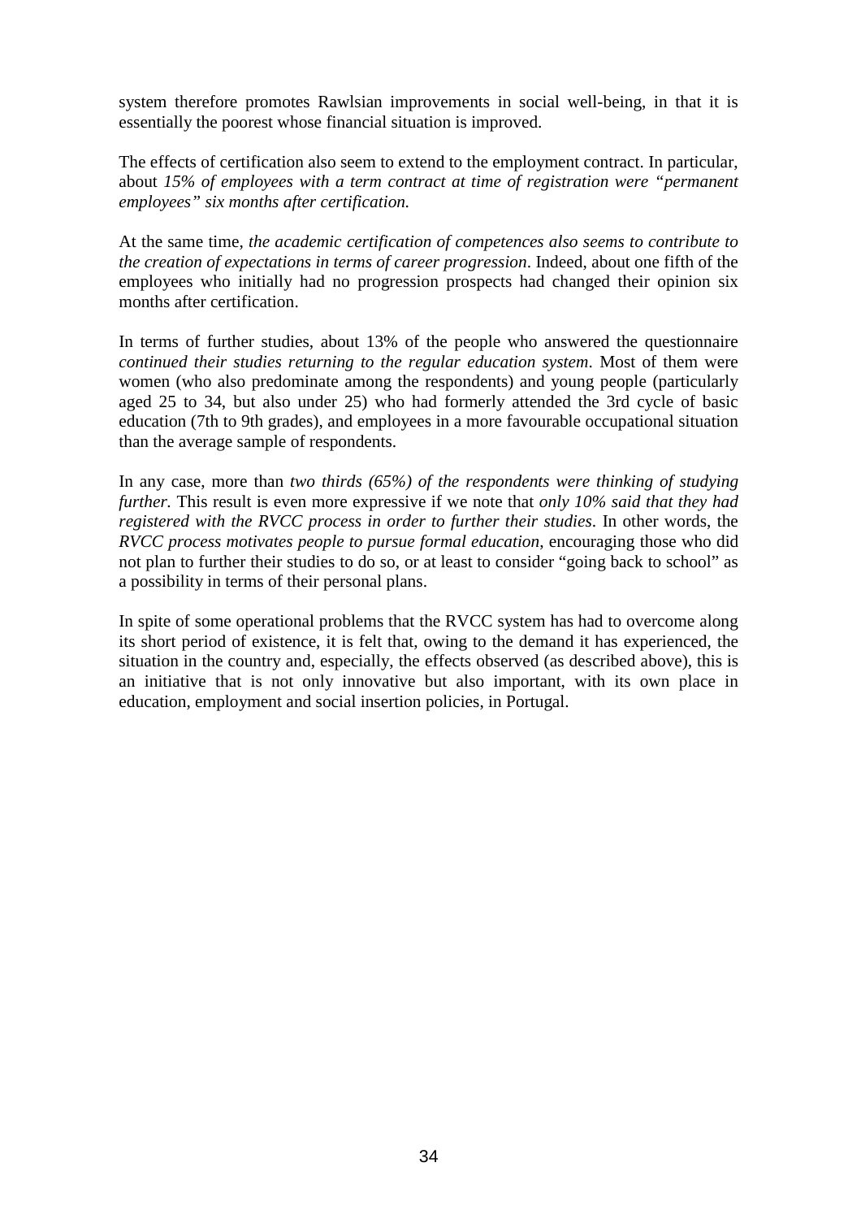system therefore promotes Rawlsian improvements in social well-being, in that it is essentially the poorest whose financial situation is improved.

The effects of certification also seem to extend to the employment contract. In particular, about *15% of employees with a term contract at time of registration were "permanent employees" six months after certification.*

At the same time, *the academic certification of competences also seems to contribute to the creation of expectations in terms of career progression*. Indeed, about one fifth of the employees who initially had no progression prospects had changed their opinion six months after certification.

In terms of further studies, about 13% of the people who answered the questionnaire *continued their studies returning to the regular education system*. Most of them were women (who also predominate among the respondents) and young people (particularly aged 25 to 34, but also under 25) who had formerly attended the 3rd cycle of basic education (7th to 9th grades), and employees in a more favourable occupational situation than the average sample of respondents.

In any case, more than *two thirds (65%) of the respondents were thinking of studying further.* This result is even more expressive if we note that *only 10% said that they had registered with the RVCC process in order to further their studies*. In other words, the *RVCC process motivates people to pursue formal education*, encouraging those who did not plan to further their studies to do so, or at least to consider "going back to school" as a possibility in terms of their personal plans.

In spite of some operational problems that the RVCC system has had to overcome along its short period of existence, it is felt that, owing to the demand it has experienced, the situation in the country and, especially, the effects observed (as described above), this is an initiative that is not only innovative but also important, with its own place in education, employment and social insertion policies, in Portugal.